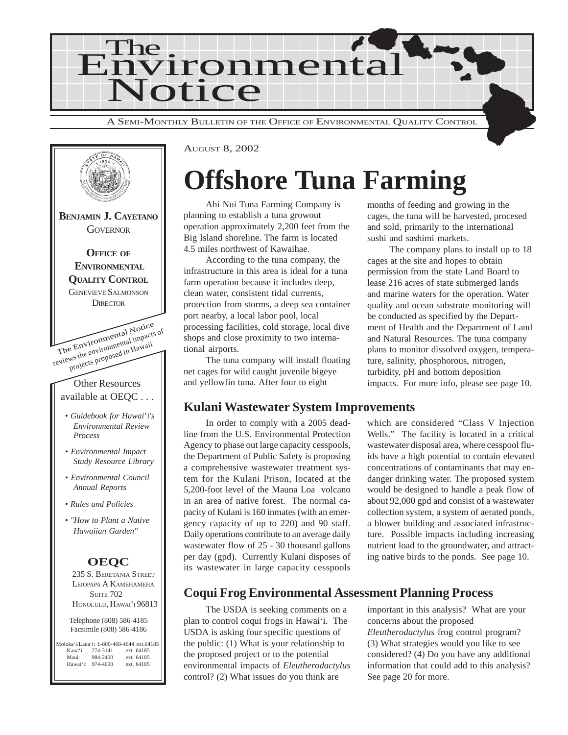# The Environmental Notice

A SEMI-MONTHLY BULLETIN OF THE OFFICE OF ENVIRONMENTAL QUALITY CONTROL

AUGUST 8, 2002

**BENJAMIN J. CAYETANO**
GOVERNOR

**OFFICE OF ENVIRONMENTAL QUALITY CONTROL**
GENEVIEVE SALMONSON
DIRECTOR

The Environmental Notice reviews the environmental impacts of projects proposed in Hawaii

Other Resources available at OEQC . . .

- *Guidebook for Hawai'i's Environmental Review Process*
- *Environmental Impact Study Resource Library*
- *Environmental Council Annual Reports*
- *Rules and Policies*
- *"How to Plant a Native Hawaiian Garden"*

**OEQC**
235 S. BERETANIA STREET
LEIOPAPA A KAMEHAMEHA
SUITE 702
HONOLULU, HAWAI'I 96813

Telephone (808) 586-4185
Facsimile (808) 586-4186

| | | |
|---|---|---|
| Moloka'i/Lana'i: | 1-800-468-4644 | ext.64185 |
| Kaua'i: | 274-3141 | ext. 64185 |
| Maui: | 984-2400 | ext. 64185 |
| Hawai'i: | 974-4000 | ext. 64185 |

# Offshore Tuna Farming

Ahi Nui Tuna Farming Company is planning to establish a tuna growout operation approximately 2,200 feet from the Big Island shoreline. The farm is located 4.5 miles northwest of Kawaihae.

According to the tuna company, the infrastructure in this area is ideal for a tuna farm operation because it includes deep, clean water, consistent tidal currents, protection from storms, a deep sea container port nearby, a local labor pool, local processing facilities, cold storage, local dive shops and close proximity to two international airports.

The tuna company will install floating net cages for wild caught juvenile bigeye and yellowfin tuna. After four to eight months of feeding and growing in the cages, the tuna will be harvested, procesed and sold, primarily to the international sushi and sashimi markets.

The company plans to install up to 18 cages at the site and hopes to obtain permission from the state Land Board to lease 216 acres of state submerged lands and marine waters for the operation. Water quality and ocean substrate monitoring will be conducted as specified by the Department of Health and the Department of Land and Natural Resources. The tuna company plans to monitor dissolved oxygen, temperature, salinity, phosphorous, nitrogen, turbidity, pH and bottom deposition impacts. For more info, please see page 10.

## Kulani Wastewater System Improvements

In order to comply with a 2005 deadline from the U.S. Environmental Protection Agency to phase out large capacity cesspools, the Department of Public Safety is proposing a comprehensive wastewater treatment system for the Kulani Prison, located at the 5,200-foot level of the Mauna Loa volcano in an area of native forest. The normal capacity of Kulani is 160 inmates (with an emergency capacity of up to 220) and 90 staff. Daily operations contribute to an average daily wastewater flow of 25 - 30 thousand gallons per day (gpd). Currently Kulani disposes of its wastewater in large capacity cesspools which are considered "Class V Injection Wells." The facility is located in a critical wastewater disposal area, where cesspool fluids have a high potential to contain elevated concentrations of contaminants that may endanger drinking water. The proposed system would be designed to handle a peak flow of about 92,000 gpd and consist of a wastewater collection system, a system of aerated ponds, a blower building and associated infrastructure. Possible impacts including increasing nutrient load to the groundwater, and attracting native birds to the ponds. See page 10.

## Coqui Frog Environmental Assessment Planning Process

The USDA is seeking comments on a plan to control coqui frogs in Hawai'i. The USDA is asking four specific questions of the public: (1) What is your relationship to the proposed project or to the potential environmental impacts of *Eleutherodactylus* control? (2) What issues do you think are important in this analysis? What are your concerns about the proposed *Eleutherodactylus* frog control program? (3) What strategies would you like to see considered? (4) Do you have any additional information that could add to this analysis? See page 20 for more.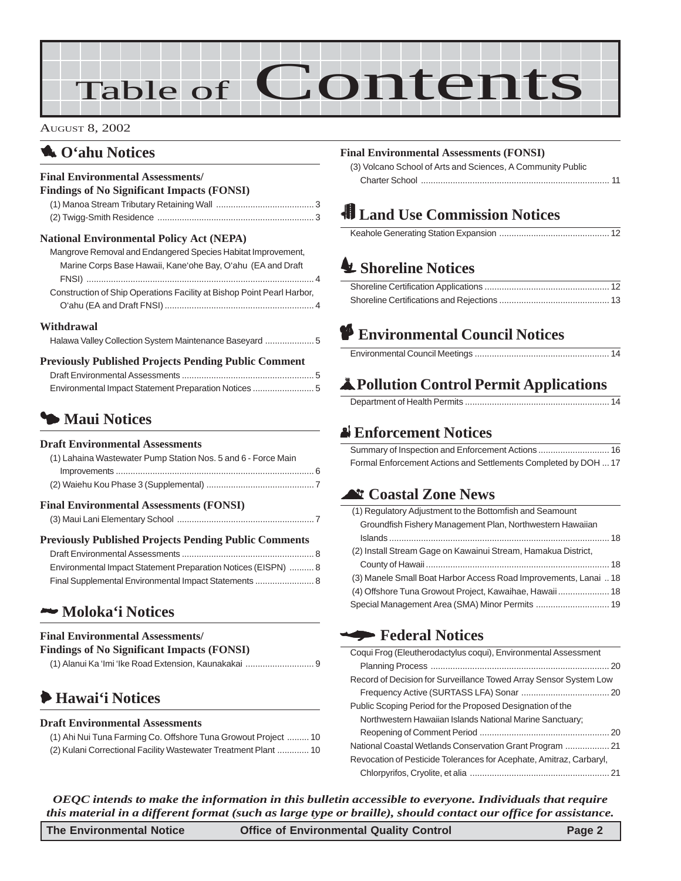# Table of Contents

AUGUST 8, 2002

## O'ahu Notices

### Final Environmental Assessments/ Findings of No Significant Impacts (FONSI)

(1) Manoa Stream Tributary Retaining Wall ........................................ 3
(2) Twigg-Smith Residence ................................................................ 3

### National Environmental Policy Act (NEPA)

Mangrove Removal and Endangered Species Habitat Improvement, Marine Corps Base Hawaii, Kane'ohe Bay, O'ahu (EA and Draft FNSI) ........................................................................................... 4
Construction of Ship Operations Facility at Bishop Point Pearl Harbor, O'ahu (EA and Draft FNSI) ............................................................ 4

### Withdrawal

Halawa Valley Collection System Maintenance Baseyard .................... 5

### Previously Published Projects Pending Public Comment

Draft Environmental Assessments ...................................................... 5
Environmental Impact Statement Preparation Notices ......................... 5

## Maui Notices

### Draft Environmental Assessments

(1) Lahaina Wastewater Pump Station Nos. 5 and 6 - Force Main Improvements ................................................................................. 6
(2) Waiehu Kou Phase 3 (Supplemental) ............................................ 7

### Final Environmental Assessments (FONSI)

(3) Maui Lani Elementary School ........................................................ 7

### Previously Published Projects Pending Public Comments

Draft Environmental Assessments ...................................................... 8
Environmental Impact Statement Preparation Notices (EISPN) .......... 8
Final Supplemental Environmental Impact Statements ........................ 8

## Moloka'i Notices

### Final Environmental Assessments/ Findings of No Significant Impacts (FONSI)

(1) Alanui Ka 'Imi 'Ike Road Extension, Kaunakakai ............................ 9

## Hawai'i Notices

### Draft Environmental Assessments

(1) Ahi Nui Tuna Farming Co. Offshore Tuna Growout Project .......... 10
(2) Kulani Correctional Facility Wastewater Treatment Plant ............. 10

### Final Environmental Assessments (FONSI)

(3) Volcano School of Arts and Sciences, A Community Public Charter School ............................................................................ 11

## Land Use Commission Notices

Keahole Generating Station Expansion ............................................. 12

## Shoreline Notices

Shoreline Certification Applications ................................................... 12
Shoreline Certifications and Rejections ............................................. 13

## Environmental Council Notices

Environmental Council Meetings ....................................................... 14

## Pollution Control Permit Applications

Department of Health Permits ........................................................... 14

## Enforcement Notices

Summary of Inspection and Enforcement Actions ............................. 16
Formal Enforcement Actions and Settlements Completed by DOH ... 17

## Coastal Zone News

(1) Regulatory Adjustment to the Bottomfish and Seamount Groundfish Fishery Management Plan, Northwestern Hawaiian Islands ........................................................................................... 18
(2) Install Stream Gage on Kawainui Stream, Hamakua District, County of Hawaii ........................................................................... 18
(3) Manele Small Boat Harbor Access Road Improvements, Lanai .. 18
(4) Offshore Tuna Growout Project, Kawaihae, Hawaii ..................... 18
Special Management Area (SMA) Minor Permits .............................. 19

## Federal Notices

Coqui Frog (Eleutherodactylus coqui), Environmental Assessment Planning Process ......................................................................... 20
Record of Decision for Surveillance Towed Array Sensor System Low Frequency Active (SURTASS LFA) Sonar .................................... 20
Public Scoping Period for the Proposed Designation of the Northwestern Hawaiian Islands National Marine Sanctuary; Reopening of Comment Period ..................................................... 20
National Coastal Wetlands Conservation Grant Program .................. 21
Revocation of Pesticide Tolerances for Acephate, Amitraz, Carbaryl, Chlorpyrifos, Cryolite, et alia ......................................................... 21

***OEQC intends to make the information in this bulletin accessible to everyone. Individuals that require this material in a different format (such as large type or braille), should contact our office for assistance.***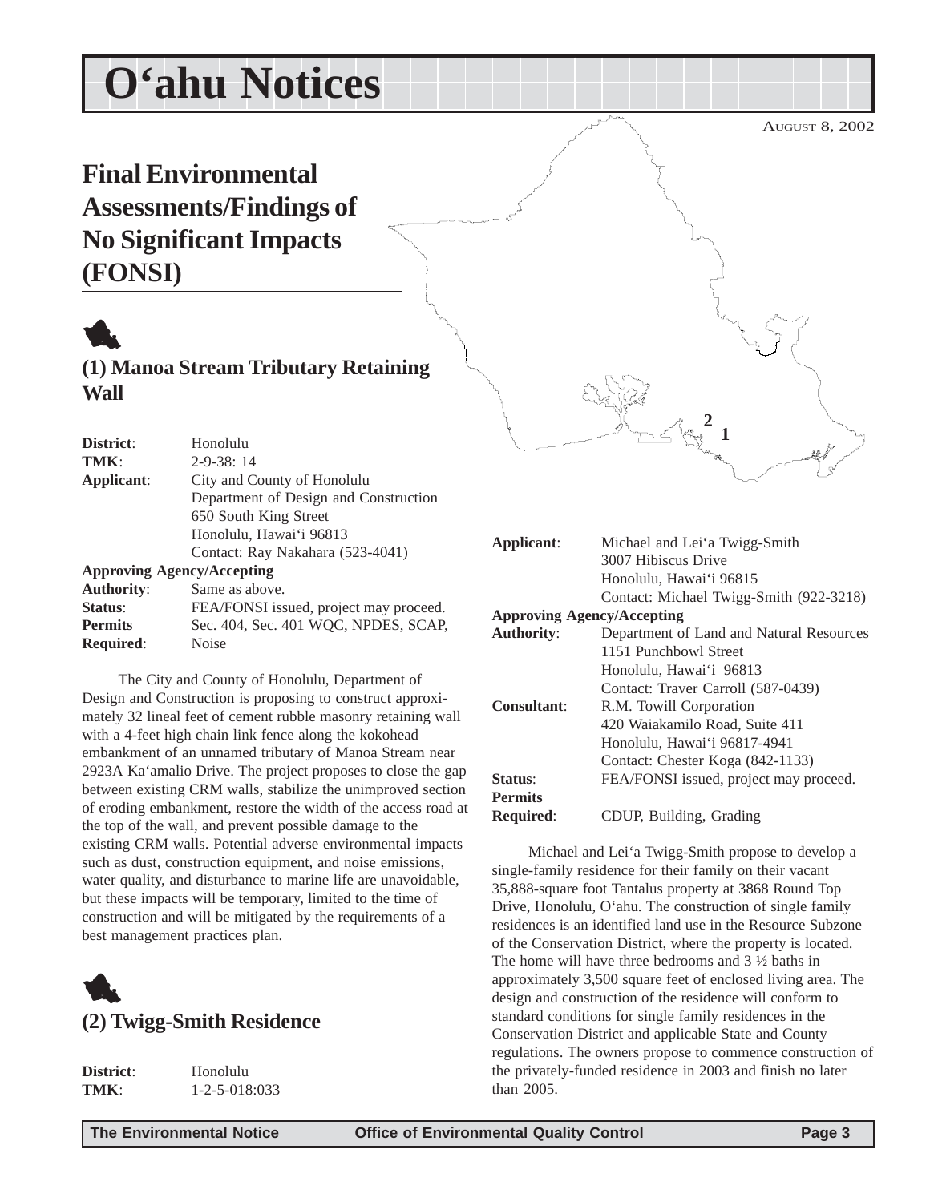# O'ahu Notices

AUGUST 8, 2002

## Final Environmental Assessments/Findings of No Significant Impacts (FONSI)

### (1) Manoa Stream Tributary Retaining Wall

**District**: Honolulu
**TMK**: 2-9-38: 14
**Applicant**: City and County of Honolulu
Department of Design and Construction
650 South King Street
Honolulu, Hawai'i 96813
Contact: Ray Nakahara (523-4041)
**Approving Agency/Accepting Authority**: Same as above.
**Status**: FEA/FONSI issued, project may proceed.
**Permits Required**: Sec. 404, Sec. 401 WQC, NPDES, SCAP, Noise

The City and County of Honolulu, Department of Design and Construction is proposing to construct approximately 32 lineal feet of cement rubble masonry retaining wall with a 4-feet high chain link fence along the kokohead embankment of an unnamed tributary of Manoa Stream near 2923A Ka'amalio Drive. The project proposes to close the gap between existing CRM walls, stabilize the unimproved section of eroding embankment, restore the width of the access road at the top of the wall, and prevent possible damage to the existing CRM walls. Potential adverse environmental impacts such as dust, construction equipment, and noise emissions, water quality, and disturbance to marine life are unavoidable, but these impacts will be temporary, limited to the time of construction and will be mitigated by the requirements of a best management practices plan.

### (2) Twigg-Smith Residence

**District**: Honolulu
**TMK**: 1-2-5-018:033
**Applicant**: Michael and Lei'a Twigg-Smith
3007 Hibiscus Drive
Honolulu, Hawai'i 96815
Contact: Michael Twigg-Smith (922-3218)
**Approving Agency/Accepting Authority**: Department of Land and Natural Resources
1151 Punchbowl Street
Honolulu, Hawai'i 96813
Contact: Traver Carroll (587-0439)
**Consultant**: R.M. Towill Corporation
420 Waiakamilo Road, Suite 411
Honolulu, Hawai'i 96817-4941
Contact: Chester Koga (842-1133)
**Status**: FEA/FONSI issued, project may proceed.
**Permits Required**: CDUP, Building, Grading

Michael and Lei'a Twigg-Smith propose to develop a single-family residence for their family on their vacant 35,888-square foot Tantalus property at 3868 Round Top Drive, Honolulu, O'ahu. The construction of single family residences is an identified land use in the Resource Subzone of the Conservation District, where the property is located. The home will have three bedrooms and 3 ½ baths in approximately 3,500 square feet of enclosed living area. The design and construction of the residence will conform to standard conditions for single family residences in the Conservation District and applicable State and County regulations. The owners propose to commence construction of the privately-funded residence in 2003 and finish no later than 2005.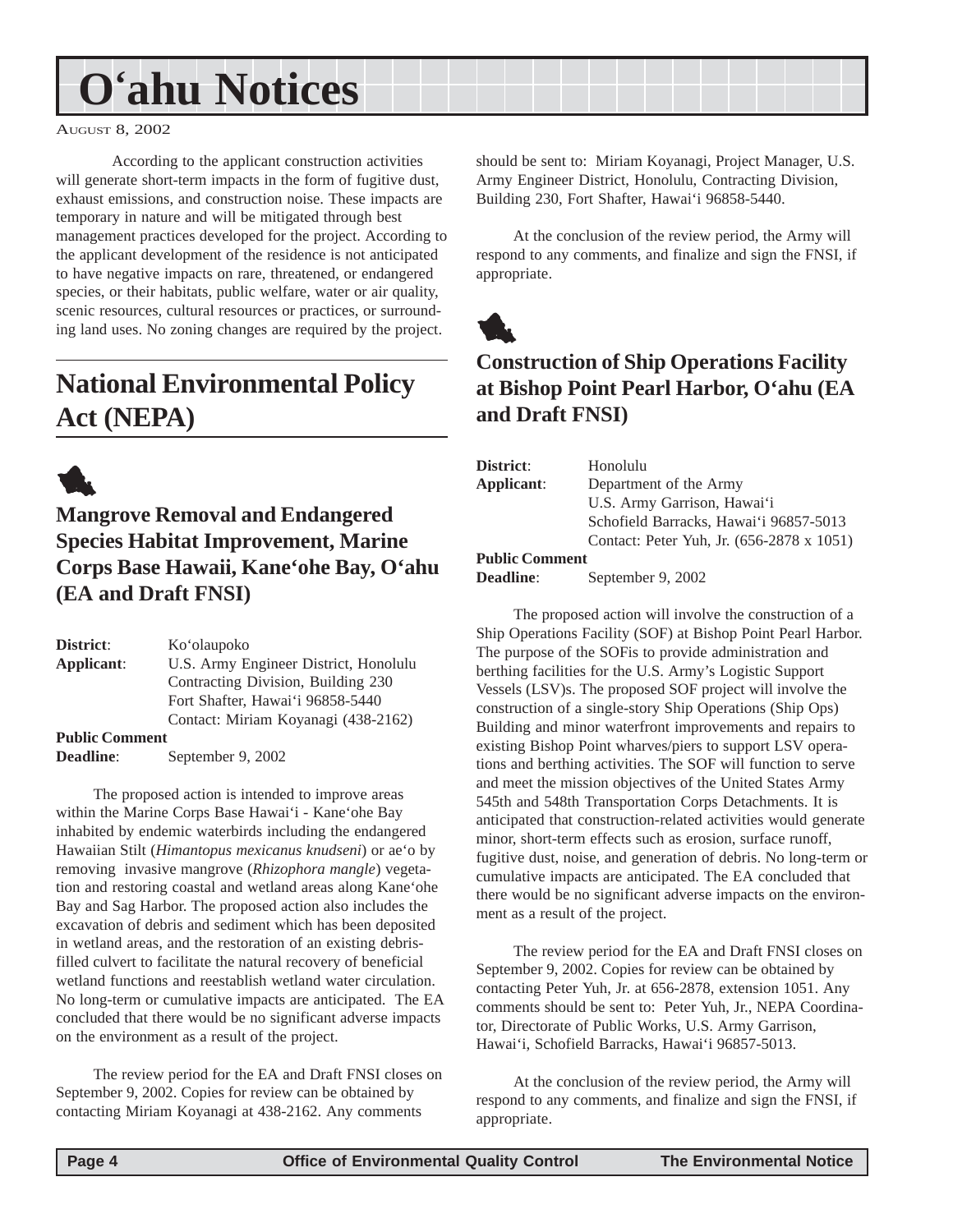# O'ahu Notices

AUGUST 8, 2002

According to the applicant construction activities will generate short-term impacts in the form of fugitive dust, exhaust emissions, and construction noise. These impacts are temporary in nature and will be mitigated through best management practices developed for the project. According to the applicant development of the residence is not anticipated to have negative impacts on rare, threatened, or endangered species, or their habitats, public welfare, water or air quality, scenic resources, cultural resources or practices, or surrounding land uses. No zoning changes are required by the project.

## National Environmental Policy Act (NEPA)

### Mangrove Removal and Endangered Species Habitat Improvement, Marine Corps Base Hawaii, Kane'ohe Bay, O'ahu (EA and Draft FNSI)

**District**: Ko'olaupoko

**Applicant**: U.S. Army Engineer District, Honolulu
Contracting Division, Building 230
Fort Shafter, Hawai'i 96858-5440
Contact: Miriam Koyanagi (438-2162)

**Public Comment Deadline**: September 9, 2002

The proposed action is intended to improve areas within the Marine Corps Base Hawai'i - Kane'ohe Bay inhabited by endemic waterbirds including the endangered Hawaiian Stilt (*Himantopus mexicanus knudseni*) or ae'o by removing invasive mangrove (*Rhizophora mangle*) vegetation and restoring coastal and wetland areas along Kane'ohe Bay and Sag Harbor. The proposed action also includes the excavation of debris and sediment which has been deposited in wetland areas, and the restoration of an existing debris-filled culvert to facilitate the natural recovery of beneficial wetland functions and reestablish wetland water circulation. No long-term or cumulative impacts are anticipated. The EA concluded that there would be no significant adverse impacts on the environment as a result of the project.

The review period for the EA and Draft FNSI closes on September 9, 2002. Copies for review can be obtained by contacting Miriam Koyanagi at 438-2162. Any comments should be sent to: Miriam Koyanagi, Project Manager, U.S. Army Engineer District, Honolulu, Contracting Division, Building 230, Fort Shafter, Hawai'i 96858-5440.

At the conclusion of the review period, the Army will respond to any comments, and finalize and sign the FNSI, if appropriate.

### Construction of Ship Operations Facility at Bishop Point Pearl Harbor, O'ahu (EA and Draft FNSI)

**District**: Honolulu

**Applicant**: Department of the Army
U.S. Army Garrison, Hawai'i
Schofield Barracks, Hawai'i 96857-5013
Contact: Peter Yuh, Jr. (656-2878 x 1051)

**Public Comment Deadline**: September 9, 2002

The proposed action will involve the construction of a Ship Operations Facility (SOF) at Bishop Point Pearl Harbor. The purpose of the SOFis to provide administration and berthing facilities for the U.S. Army's Logistic Support Vessels (LSV)s. The proposed SOF project will involve the construction of a single-story Ship Operations (Ship Ops) Building and minor waterfront improvements and repairs to existing Bishop Point wharves/piers to support LSV operations and berthing activities. The SOF will function to serve and meet the mission objectives of the United States Army 545th and 548th Transportation Corps Detachments. It is anticipated that construction-related activities would generate minor, short-term effects such as erosion, surface runoff, fugitive dust, noise, and generation of debris. No long-term or cumulative impacts are anticipated. The EA concluded that there would be no significant adverse impacts on the environment as a result of the project.

The review period for the EA and Draft FNSI closes on September 9, 2002. Copies for review can be obtained by contacting Peter Yuh, Jr. at 656-2878, extension 1051. Any comments should be sent to: Peter Yuh, Jr., NEPA Coordinator, Directorate of Public Works, U.S. Army Garrison, Hawai'i, Schofield Barracks, Hawai'i 96857-5013.

At the conclusion of the review period, the Army will respond to any comments, and finalize and sign the FNSI, if appropriate.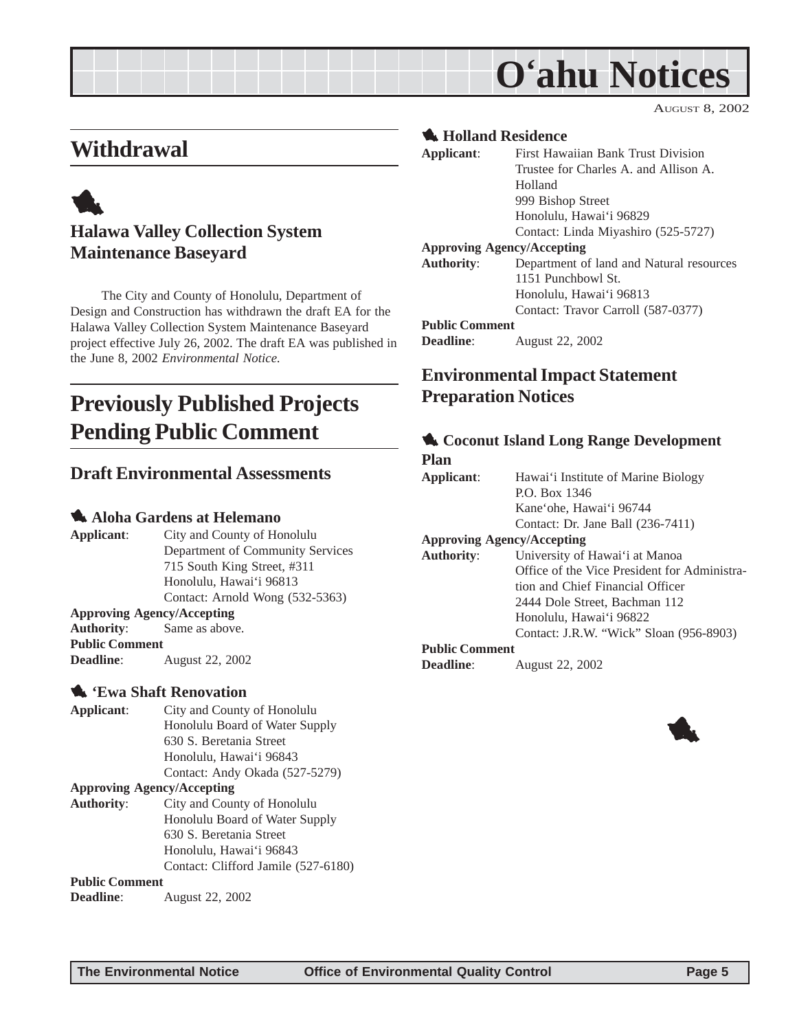# O'ahu Notices

AUGUST 8, 2002

## Withdrawal

### Halawa Valley Collection System Maintenance Baseyard

The City and County of Honolulu, Department of Design and Construction has withdrawn the draft EA for the Halawa Valley Collection System Maintenance Baseyard project effective July 26, 2002. The draft EA was published in the June 8, 2002 *Environmental Notice.*

## Previously Published Projects Pending Public Comment

### Draft Environmental Assessments

#### Aloha Gardens at Helemano

**Applicant**: City and County of Honolulu
Department of Community Services
715 South King Street, #311
Honolulu, Hawai'i 96813
Contact: Arnold Wong (532-5363)

**Approving Agency/Accepting Authority**: Same as above.

**Public Comment Deadline**: August 22, 2002

#### 'Ewa Shaft Renovation

**Applicant**: City and County of Honolulu
Honolulu Board of Water Supply
630 S. Beretania Street
Honolulu, Hawai'i 96843
Contact: Andy Okada (527-5279)

**Approving Agency/Accepting Authority**: City and County of Honolulu
Honolulu Board of Water Supply
630 S. Beretania Street
Honolulu, Hawai'i 96843
Contact: Clifford Jamile (527-6180)

**Public Comment Deadline**: August 22, 2002

#### Holland Residence

**Applicant**: First Hawaiian Bank Trust Division
Trustee for Charles A. and Allison A. Holland
999 Bishop Street
Honolulu, Hawai'i 96829
Contact: Linda Miyashiro (525-5727)

**Approving Agency/Accepting Authority**: Department of land and Natural resources
1151 Punchbowl St.
Honolulu, Hawai'i 96813
Contact: Travor Carroll (587-0377)

**Public Comment Deadline**: August 22, 2002

### Environmental Impact Statement Preparation Notices

#### Coconut Island Long Range Development Plan

**Applicant**: Hawai'i Institute of Marine Biology
P.O. Box 1346
Kane'ohe, Hawai'i 96744
Contact: Dr. Jane Ball (236-7411)

**Approving Agency/Accepting Authority**: University of Hawai'i at Manoa
Office of the Vice President for Administration and Chief Financial Officer
2444 Dole Street, Bachman 112
Honolulu, Hawai'i 96822
Contact: J.R.W. "Wick" Sloan (956-8903)

**Public Comment Deadline**: August 22, 2002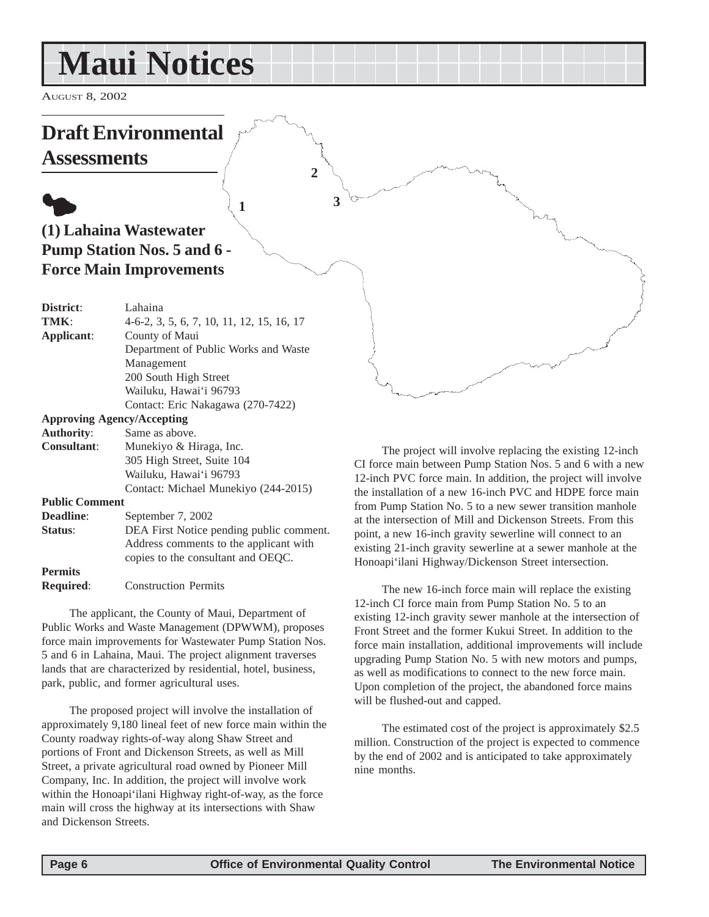# Maui Notices

August 8, 2002

## Draft Environmental Assessments

### (1) Lahaina Wastewater Pump Station Nos. 5 and 6 - Force Main Improvements

**District**: Lahaina
**TMK**: 4-6-2, 3, 5, 6, 7, 10, 11, 12, 15, 16, 17
**Applicant**: County of Maui
Department of Public Works and Waste Management
200 South High Street
Wailuku, Hawai'i 96793
Contact: Eric Nakagawa (270-7422)

**Approving Agency/Accepting Authority**: Same as above.
**Consultant**: Munekiyo & Hiraga, Inc.
305 High Street, Suite 104
Wailuku, Hawai'i 96793
Contact: Michael Munekiyo (244-2015)

**Public Comment Deadline**: September 7, 2002
**Status**: DEA First Notice pending public comment. Address comments to the applicant with copies to the consultant and OEQC.

**Permits Required**: Construction Permits

The applicant, the County of Maui, Department of Public Works and Waste Management (DPWWM), proposes force main improvements for Wastewater Pump Station Nos. 5 and 6 in Lahaina, Maui. The project alignment traverses lands that are characterized by residential, hotel, business, park, public, and former agricultural uses.

The proposed project will involve the installation of approximately 9,180 lineal feet of new force main within the County roadway rights-of-way along Shaw Street and portions of Front and Dickenson Streets, as well as Mill Street, a private agricultural road owned by Pioneer Mill Company, Inc. In addition, the project will involve work within the Honoapi'ilani Highway right-of-way, as the force main will cross the highway at its intersections with Shaw and Dickenson Streets.

The project will involve replacing the existing 12-inch CI force main between Pump Station Nos. 5 and 6 with a new 12-inch PVC force main. In addition, the project will involve the installation of a new 16-inch PVC and HDPE force main from Pump Station No. 5 to a new sewer transition manhole at the intersection of Mill and Dickenson Streets. From this point, a new 16-inch gravity sewerline will connect to an existing 21-inch gravity sewerline at a sewer manhole at the Honoapi'ilani Highway/Dickenson Street intersection.

The new 16-inch force main will replace the existing 12-inch CI force main from Pump Station No. 5 to an existing 12-inch gravity sewer manhole at the intersection of Front Street and the former Kukui Street. In addition to the force main installation, additional improvements will include upgrading Pump Station No. 5 with new motors and pumps, as well as modifications to connect to the new force main. Upon completion of the project, the abandoned force mains will be flushed-out and capped.

The estimated cost of the project is approximately $2.5 million. Construction of the project is expected to commence by the end of 2002 and is anticipated to take approximately nine months.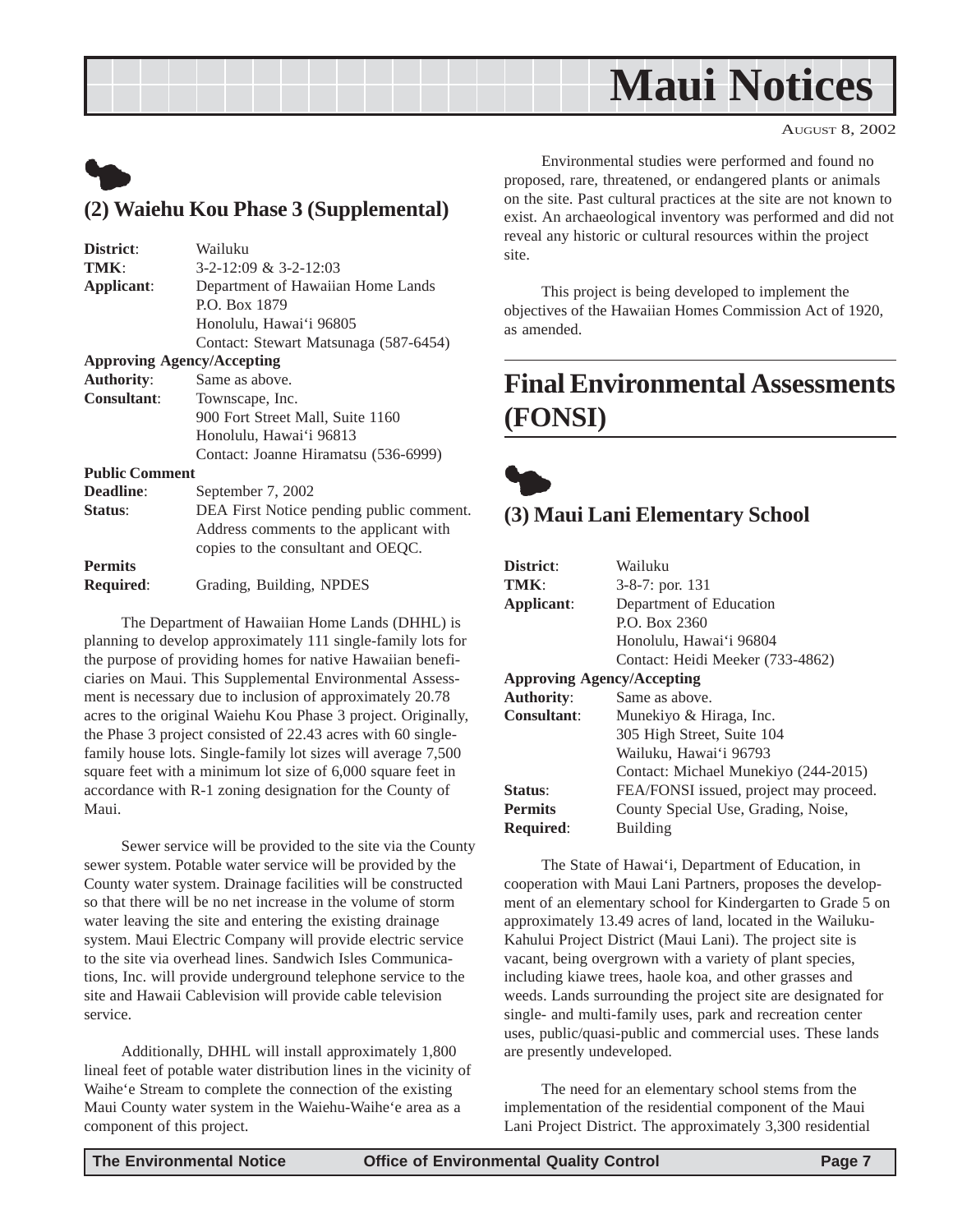## (2) Waiehu Kou Phase 3 (Supplemental)

**District**: Wailuku
**TMK**: 3-2-12:09 & 3-2-12:03
**Applicant**: Department of Hawaiian Home Lands
P.O. Box 1879
Honolulu, Hawai'i 96805
Contact: Stewart Matsunaga (587-6454)
**Approving Agency/Accepting**
**Authority**: Same as above.
**Consultant**: Townscape, Inc.
900 Fort Street Mall, Suite 1160
Honolulu, Hawai'i 96813
Contact: Joanne Hiramatsu (536-6999)
**Public Comment**
**Deadline**: September 7, 2002
**Status**: DEA First Notice pending public comment. Address comments to the applicant with copies to the consultant and OEQC.
**Permits**
**Required**: Grading, Building, NPDES

The Department of Hawaiian Home Lands (DHHL) is planning to develop approximately 111 single-family lots for the purpose of providing homes for native Hawaiian beneficiaries on Maui. This Supplemental Environmental Assessment is necessary due to inclusion of approximately 20.78 acres to the original Waiehu Kou Phase 3 project. Originally, the Phase 3 project consisted of 22.43 acres with 60 single-family house lots. Single-family lot sizes will average 7,500 square feet with a minimum lot size of 6,000 square feet in accordance with R-1 zoning designation for the County of Maui.

Sewer service will be provided to the site via the County sewer system. Potable water service will be provided by the County water system. Drainage facilities will be constructed so that there will be no net increase in the volume of storm water leaving the site and entering the existing drainage system. Maui Electric Company will provide electric service to the site via overhead lines. Sandwich Isles Communications, Inc. will provide underground telephone service to the site and Hawaii Cablevision will provide cable television service.

Additionally, DHHL will install approximately 1,800 lineal feet of potable water distribution lines in the vicinity of Waihe'e Stream to complete the connection of the existing Maui County water system in the Waiehu-Waihe'e area as a component of this project.

Environmental studies were performed and found no proposed, rare, threatened, or endangered plants or animals on the site. Past cultural practices at the site are not known to exist. An archaeological inventory was performed and did not reveal any historic or cultural resources within the project site.

This project is being developed to implement the objectives of the Hawaiian Homes Commission Act of 1920, as amended.

# Final Environmental Assessments (FONSI)

## (3) Maui Lani Elementary School

**District**: Wailuku
**TMK**: 3-8-7: por. 131
**Applicant**: Department of Education
P.O. Box 2360
Honolulu, Hawai'i 96804
Contact: Heidi Meeker (733-4862)
**Approving Agency/Accepting**
**Authority**: Same as above.
**Consultant**: Munekiyo & Hiraga, Inc.
305 High Street, Suite 104
Wailuku, Hawai'i 96793
Contact: Michael Munekiyo (244-2015)
**Status**: FEA/FONSI issued, project may proceed.
**Permits**
**Required**: County Special Use, Grading, Noise, Building

The State of Hawai'i, Department of Education, in cooperation with Maui Lani Partners, proposes the development of an elementary school for Kindergarten to Grade 5 on approximately 13.49 acres of land, located in the Wailuku-Kahului Project District (Maui Lani). The project site is vacant, being overgrown with a variety of plant species, including kiawe trees, haole koa, and other grasses and weeds. Lands surrounding the project site are designated for single- and multi-family uses, park and recreation center uses, public/quasi-public and commercial uses. These lands are presently undeveloped.

The need for an elementary school stems from the implementation of the residential component of the Maui Lani Project District. The approximately 3,300 residential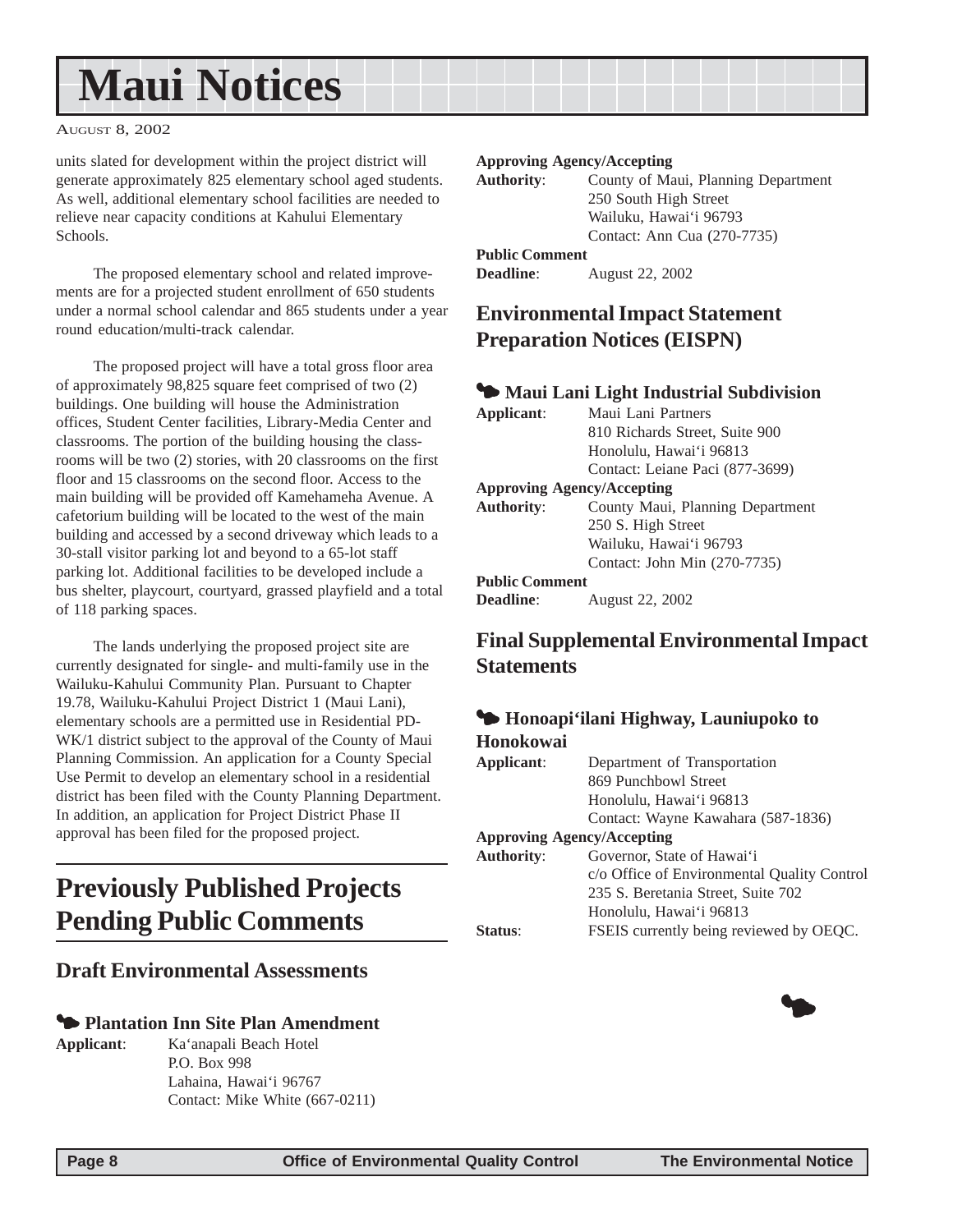units slated for development within the project district will generate approximately 825 elementary school aged students. As well, additional elementary school facilities are needed to relieve near capacity conditions at Kahului Elementary Schools.

The proposed elementary school and related improvements are for a projected student enrollment of 650 students under a normal school calendar and 865 students under a year round education/multi-track calendar.

The proposed project will have a total gross floor area of approximately 98,825 square feet comprised of two (2) buildings. One building will house the Administration offices, Student Center facilities, Library-Media Center and classrooms. The portion of the building housing the classrooms will be two (2) stories, with 20 classrooms on the first floor and 15 classrooms on the second floor. Access to the main building will be provided off Kamehameha Avenue. A cafetorium building will be located to the west of the main building and accessed by a second driveway which leads to a 30-stall visitor parking lot and beyond to a 65-lot staff parking lot. Additional facilities to be developed include a bus shelter, playcourt, courtyard, grassed playfield and a total of 118 parking spaces.

The lands underlying the proposed project site are currently designated for single- and multi-family use in the Wailuku-Kahului Community Plan. Pursuant to Chapter 19.78, Wailuku-Kahului Project District 1 (Maui Lani), elementary schools are a permitted use in Residential PD-WK/1 district subject to the approval of the County of Maui Planning Commission. An application for a County Special Use Permit to develop an elementary school in a residential district has been filed with the County Planning Department. In addition, an application for Project District Phase II approval has been filed for the proposed project.

# Previously Published Projects Pending Public Comments

## Draft Environmental Assessments

### Plantation Inn Site Plan Amendment

**Applicant**: Ka'anapali Beach Hotel
P.O. Box 998
Lahaina, Hawai'i 96767
Contact: Mike White (667-0211)

**Approving Agency/Accepting Authority**: County of Maui, Planning Department
250 South High Street
Wailuku, Hawai'i 96793
Contact: Ann Cua (270-7735)

**Public Comment Deadline**: August 22, 2002

## Environmental Impact Statement Preparation Notices (EISPN)

### Maui Lani Light Industrial Subdivision

**Applicant**: Maui Lani Partners
810 Richards Street, Suite 900
Honolulu, Hawai'i 96813
Contact: Leiane Paci (877-3699)

**Approving Agency/Accepting Authority**: County Maui, Planning Department
250 S. High Street
Wailuku, Hawai'i 96793
Contact: John Min (270-7735)

**Public Comment Deadline**: August 22, 2002

## Final Supplemental Environmental Impact Statements

### Honoapi'ilani Highway, Launiupoko to Honokowai

**Applicant**: Department of Transportation
869 Punchbowl Street
Honolulu, Hawai'i 96813
Contact: Wayne Kawahara (587-1836)

**Approving Agency/Accepting Authority**: Governor, State of Hawai'i
c/o Office of Environmental Quality Control
235 S. Beretania Street, Suite 702
Honolulu, Hawai'i 96813

**Status**: FSEIS currently being reviewed by OEQC.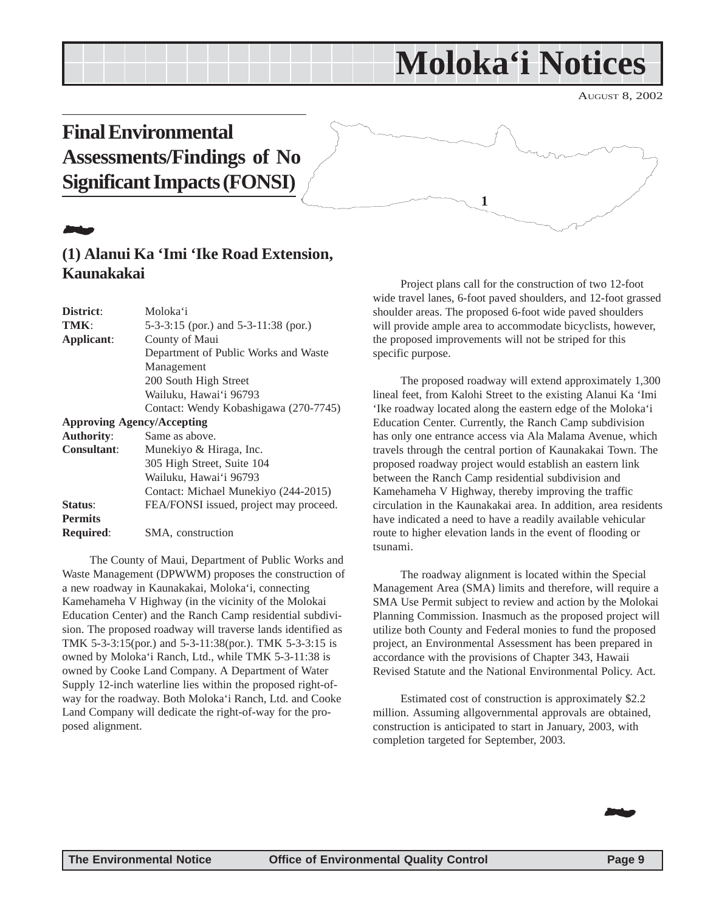# Moloka'i Notices

AUGUST 8, 2002

## Final Environmental Assessments/Findings of No Significant Impacts (FONSI)

### (1) Alanui Ka 'Imi 'Ike Road Extension, Kaunakakai

| | |
|---|---|
| **District**: | Moloka'i |
| **TMK**: | 5-3-3:15 (por.) and 5-3-11:38 (por.) |
| **Applicant**: | County of Maui<br>Department of Public Works and Waste Management<br>200 South High Street<br>Wailuku, Hawai'i 96793<br>Contact: Wendy Kobashigawa (270-7745) |
| **Approving Agency/Accepting Authority**: | Same as above. |
| **Consultant**: | Munekiyo & Hiraga, Inc.<br>305 High Street, Suite 104<br>Wailuku, Hawai'i 96793<br>Contact: Michael Munekiyo (244-2015) |
| **Status**: | FEA/FONSI issued, project may proceed. |
| **Permits Required**: | SMA, construction |

The County of Maui, Department of Public Works and Waste Management (DPWWM) proposes the construction of a new roadway in Kaunakakai, Moloka'i, connecting Kamehameha V Highway (in the vicinity of the Molokai Education Center) and the Ranch Camp residential subdivision. The proposed roadway will traverse lands identified as TMK 5-3-3:15(por.) and 5-3-11:38(por.). TMK 5-3-3:15 is owned by Moloka'i Ranch, Ltd., while TMK 5-3-11:38 is owned by Cooke Land Company. A Department of Water Supply 12-inch waterline lies within the proposed right-of-way for the roadway. Both Moloka'i Ranch, Ltd. and Cooke Land Company will dedicate the right-of-way for the proposed alignment.

Project plans call for the construction of two 12-foot wide travel lanes, 6-foot paved shoulders, and 12-foot grassed shoulder areas. The proposed 6-foot wide paved shoulders will provide ample area to accommodate bicyclists, however, the proposed improvements will not be striped for this specific purpose.

The proposed roadway will extend approximately 1,300 lineal feet, from Kalohi Street to the existing Alanui Ka 'Imi 'Ike roadway located along the eastern edge of the Moloka'i Education Center. Currently, the Ranch Camp subdivision has only one entrance access via Ala Malama Avenue, which travels through the central portion of Kaunakakai Town. The proposed roadway project would establish an eastern link between the Ranch Camp residential subdivision and Kamehameha V Highway, thereby improving the traffic circulation in the Kaunakakai area. In addition, area residents have indicated a need to have a readily available vehicular route to higher elevation lands in the event of flooding or tsunami.

The roadway alignment is located within the Special Management Area (SMA) limits and therefore, will require a SMA Use Permit subject to review and action by the Molokai Planning Commission. Inasmuch as the proposed project will utilize both County and Federal monies to fund the proposed project, an Environmental Assessment has been prepared in accordance with the provisions of Chapter 343, Hawaii Revised Statute and the National Environmental Policy. Act.

Estimated cost of construction is approximately \$2.2 million. Assuming allgovernmental approvals are obtained, construction is anticipated to start in January, 2003, with completion targeted for September, 2003.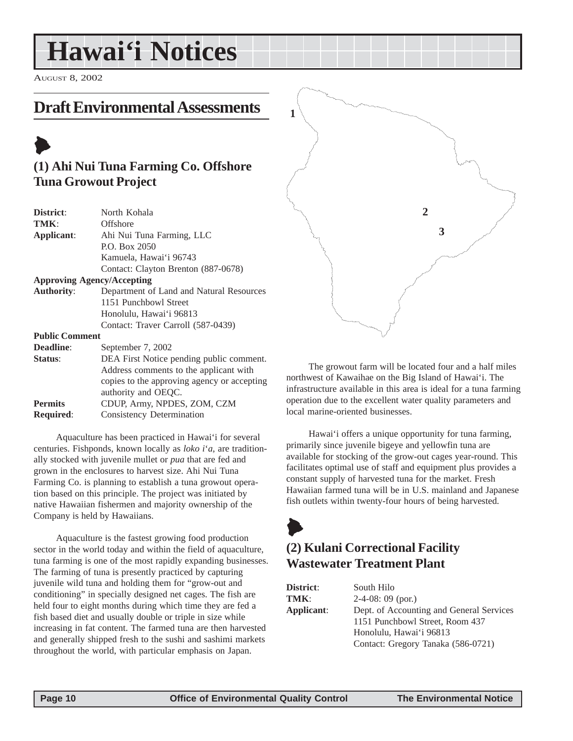# Hawai'i Notices

August 8, 2002

## Draft Environmental Assessments

### (1) Ahi Nui Tuna Farming Co. Offshore Tuna Growout Project

**District**: North Kohala
**TMK**: Offshore
**Applicant**: Ahi Nui Tuna Farming, LLC
P.O. Box 2050
Kamuela, Hawai'i 96743
Contact: Clayton Brenton (887-0678)

**Approving Agency/Accepting Authority**: Department of Land and Natural Resources
1151 Punchbowl Street
Honolulu, Hawai'i 96813
Contact: Traver Carroll (587-0439)

**Public Comment Deadline**: September 7, 2002
**Status**: DEA First Notice pending public comment. Address comments to the applicant with copies to the approving agency or accepting authority and OEQC.
**Permits Required**: CDUP, Army, NPDES, ZOM, CZM Consistency Determination

Aquaculture has been practiced in Hawai'i for several centuries. Fishponds, known locally as *loko i'a*, are traditionally stocked with juvenile mullet or *pua* that are fed and grown in the enclosures to harvest size. Ahi Nui Tuna Farming Co. is planning to establish a tuna growout operation based on this principle. The project was initiated by native Hawaiian fishermen and majority ownership of the Company is held by Hawaiians.

Aquaculture is the fastest growing food production sector in the world today and within the field of aquaculture, tuna farming is one of the most rapidly expanding businesses. The farming of tuna is presently practiced by capturing juvenile wild tuna and holding them for "grow-out and conditioning" in specially designed net cages. The fish are held four to eight months during which time they are fed a fish based diet and usually double or triple in size while increasing in fat content. The farmed tuna are then harvested and generally shipped fresh to the sushi and sashimi markets throughout the world, with particular emphasis on Japan.

The growout farm will be located four and a half miles northwest of Kawaihae on the Big Island of Hawai'i. The infrastructure available in this area is ideal for a tuna farming operation due to the excellent water quality parameters and local marine-oriented businesses.

Hawai'i offers a unique opportunity for tuna farming, primarily since juvenile bigeye and yellowfin tuna are available for stocking of the grow-out cages year-round. This facilitates optimal use of staff and equipment plus provides a constant supply of harvested tuna for the market. Fresh Hawaiian farmed tuna will be in U.S. mainland and Japanese fish outlets within twenty-four hours of being harvested.

### (2) Kulani Correctional Facility Wastewater Treatment Plant

**District**: South Hilo
**TMK**: 2-4-08: 09 (por.)
**Applicant**: Dept. of Accounting and General Services
1151 Punchbowl Street, Room 437
Honolulu, Hawai'i 96813
Contact: Gregory Tanaka (586-0721)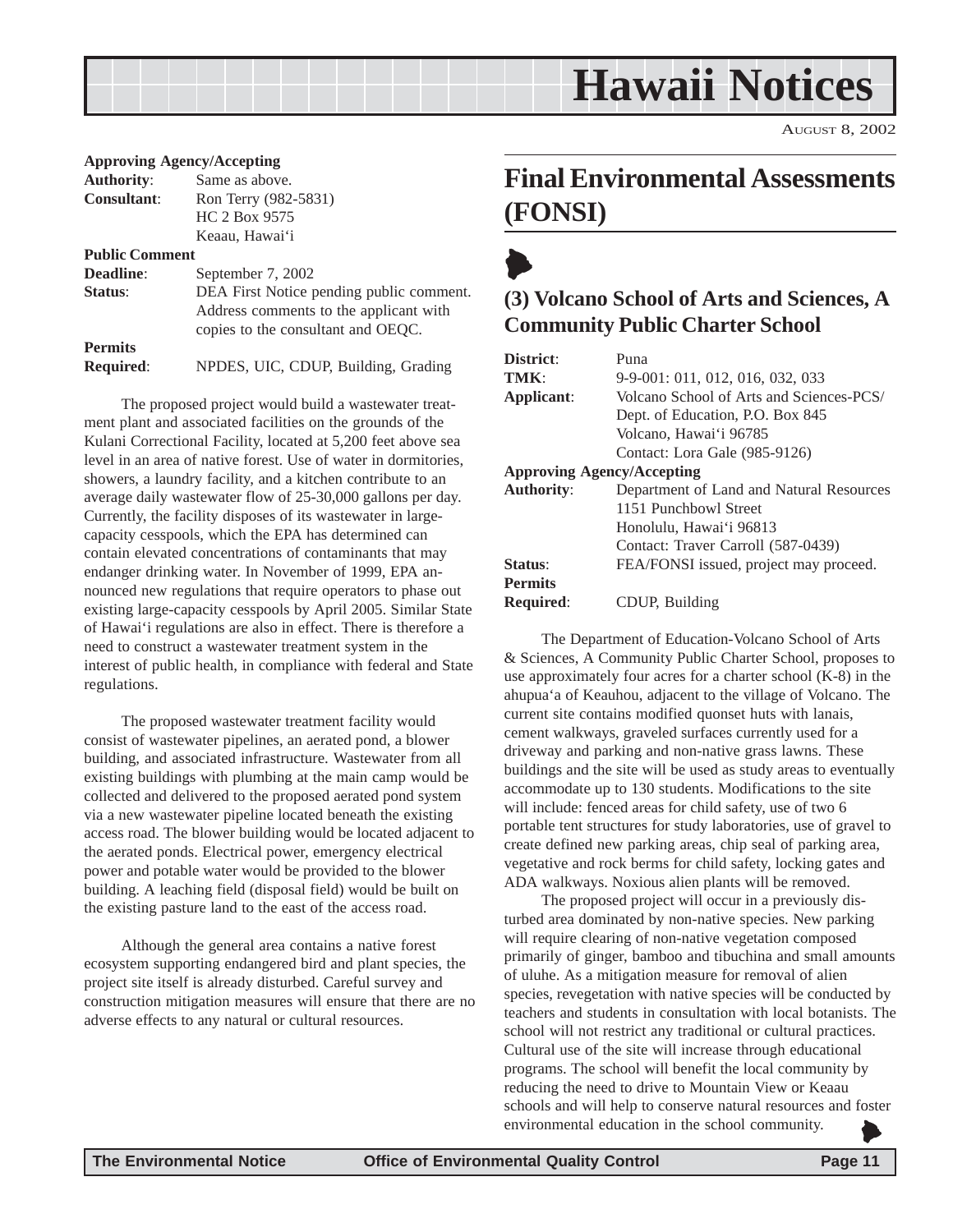**Approving Agency/Accepting**

**Authority**: Same as above.

**Consultant**: Ron Terry (982-5831)
HC 2 Box 9575
Keaau, Hawai'i

**Public Comment**

**Deadline**: September 7, 2002

**Status**: DEA First Notice pending public comment. Address comments to the applicant with copies to the consultant and OEQC.

**Permits**

**Required**: NPDES, UIC, CDUP, Building, Grading

The proposed project would build a wastewater treatment plant and associated facilities on the grounds of the Kulani Correctional Facility, located at 5,200 feet above sea level in an area of native forest. Use of water in dormitories, showers, a laundry facility, and a kitchen contribute to an average daily wastewater flow of 25-30,000 gallons per day. Currently, the facility disposes of its wastewater in large-capacity cesspools, which the EPA has determined can contain elevated concentrations of contaminants that may endanger drinking water. In November of 1999, EPA announced new regulations that require operators to phase out existing large-capacity cesspools by April 2005. Similar State of Hawai'i regulations are also in effect. There is therefore a need to construct a wastewater treatment system in the interest of public health, in compliance with federal and State regulations.

The proposed wastewater treatment facility would consist of wastewater pipelines, an aerated pond, a blower building, and associated infrastructure. Wastewater from all existing buildings with plumbing at the main camp would be collected and delivered to the proposed aerated pond system via a new wastewater pipeline located beneath the existing access road. The blower building would be located adjacent to the aerated ponds. Electrical power, emergency electrical power and potable water would be provided to the blower building. A leaching field (disposal field) would be built on the existing pasture land to the east of the access road.

Although the general area contains a native forest ecosystem supporting endangered bird and plant species, the project site itself is already disturbed. Careful survey and construction mitigation measures will ensure that there are no adverse effects to any natural or cultural resources.

# Final Environmental Assessments (FONSI)

## (3) Volcano School of Arts and Sciences, A Community Public Charter School

**District**: Puna

**TMK**: 9-9-001: 011, 012, 016, 032, 033

**Applicant**: Volcano School of Arts and Sciences-PCS/
Dept. of Education, P.O. Box 845
Volcano, Hawai'i 96785
Contact: Lora Gale (985-9126)

**Approving Agency/Accepting**

**Authority**: Department of Land and Natural Resources
1151 Punchbowl Street
Honolulu, Hawai'i 96813
Contact: Traver Carroll (587-0439)

**Status**: FEA/FONSI issued, project may proceed.

**Permits**

**Required**: CDUP, Building

The Department of Education-Volcano School of Arts & Sciences, A Community Public Charter School, proposes to use approximately four acres for a charter school (K-8) in the ahupua'a of Keauhou, adjacent to the village of Volcano. The current site contains modified quonset huts with lanais, cement walkways, graveled surfaces currently used for a driveway and parking and non-native grass lawns. These buildings and the site will be used as study areas to eventually accommodate up to 130 students. Modifications to the site will include: fenced areas for child safety, use of two 6 portable tent structures for study laboratories, use of gravel to create defined new parking areas, chip seal of parking area, vegetative and rock berms for child safety, locking gates and ADA walkways. Noxious alien plants will be removed.

The proposed project will occur in a previously disturbed area dominated by non-native species. New parking will require clearing of non-native vegetation composed primarily of ginger, bamboo and tibuchina and small amounts of uluhe. As a mitigation measure for removal of alien species, revegetation with native species will be conducted by teachers and students in consultation with local botanists. The school will not restrict any traditional or cultural practices. Cultural use of the site will increase through educational programs. The school will benefit the local community by reducing the need to drive to Mountain View or Keaau schools and will help to conserve natural resources and foster environmental education in the school community.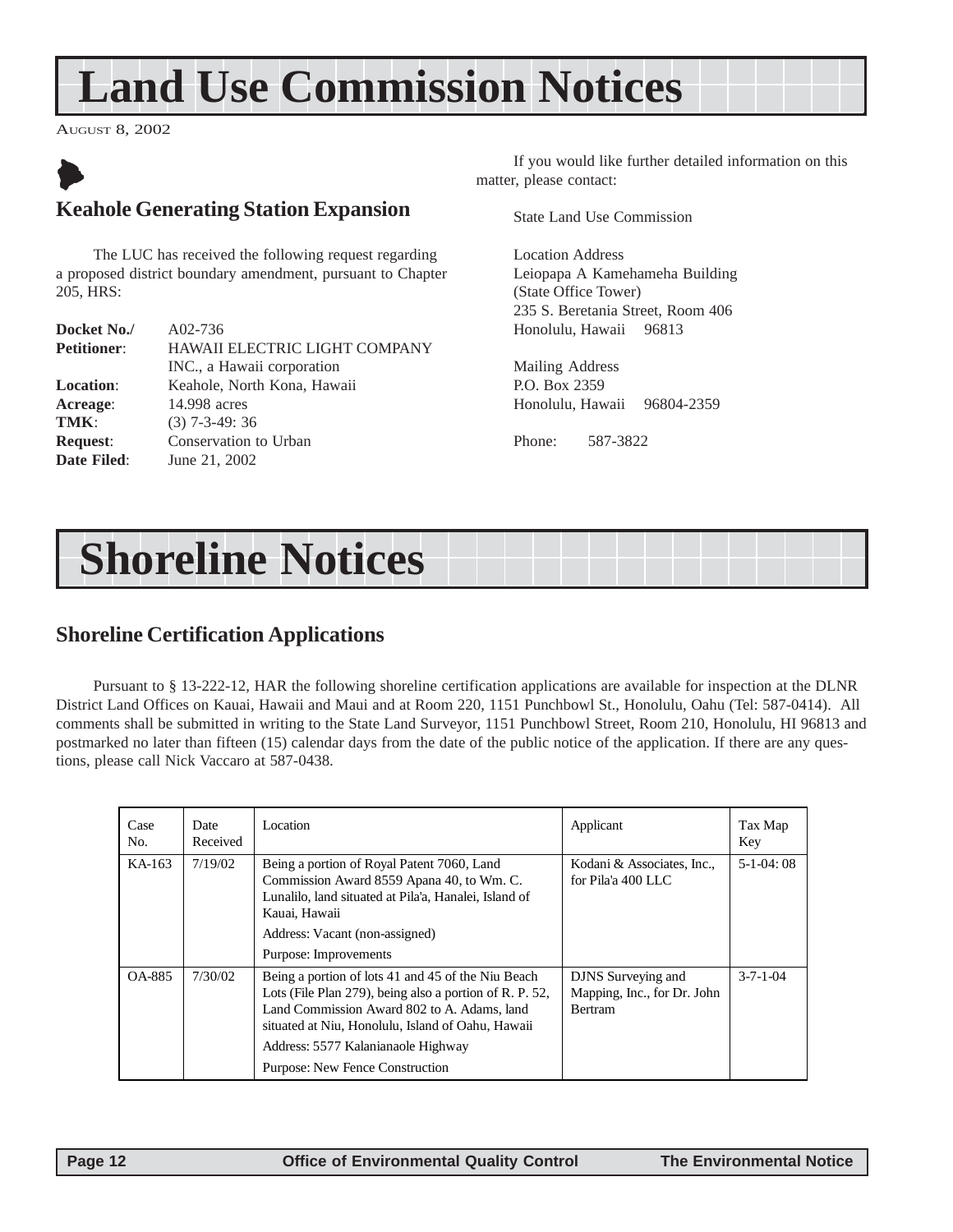# Land Use Commission Notices

AUGUST 8, 2002

## Keahole Generating Station Expansion

The LUC has received the following request regarding a proposed district boundary amendment, pursuant to Chapter 205, HRS:

**Docket No./** A02-736
**Petitioner**: HAWAII ELECTRIC LIGHT COMPANY INC., a Hawaii corporation
**Location**: Keahole, North Kona, Hawaii
**Acreage**: 14.998 acres
**TMK**: (3) 7-3-49: 36
**Request**: Conservation to Urban
**Date Filed**: June 21, 2002

If you would like further detailed information on this matter, please contact:

State Land Use Commission

Location Address
Leiopapa A Kamehameha Building
(State Office Tower)
235 S. Beretania Street, Room 406
Honolulu, Hawaii 96813

Mailing Address
P.O. Box 2359
Honolulu, Hawaii 96804-2359

Phone: 587-3822

# Shoreline Notices

## Shoreline Certification Applications

Pursuant to § 13-222-12, HAR the following shoreline certification applications are available for inspection at the DLNR District Land Offices on Kauai, Hawaii and Maui and at Room 220, 1151 Punchbowl St., Honolulu, Oahu (Tel: 587-0414). All comments shall be submitted in writing to the State Land Surveyor, 1151 Punchbowl Street, Room 210, Honolulu, HI 96813 and postmarked no later than fifteen (15) calendar days from the date of the public notice of the application. If there are any questions, please call Nick Vaccaro at 587-0438.

| Case No. | Date Received | Location | Applicant | Tax Map Key |
|---|---|---|---|---|
| KA-163 | 7/19/02 | Being a portion of Royal Patent 7060, Land Commission Award 8559 Apana 40, to Wm. C. Lunalilo, land situated at Pila'a, Hanalei, Island of Kauai, Hawaii<br>Address: Vacant (non-assigned)<br>Purpose: Improvements | Kodani & Associates, Inc., for Pila'a 400 LLC | 5-1-04: 08 |
| OA-885 | 7/30/02 | Being a portion of lots 41 and 45 of the Niu Beach Lots (File Plan 279), being also a portion of R. P. 52, Land Commission Award 802 to A. Adams, land situated at Niu, Honolulu, Island of Oahu, Hawaii<br>Address: 5577 Kalanianaole Highway<br>Purpose: New Fence Construction | DJNS Surveying and Mapping, Inc., for Dr. John Bertram | 3-7-1-04 |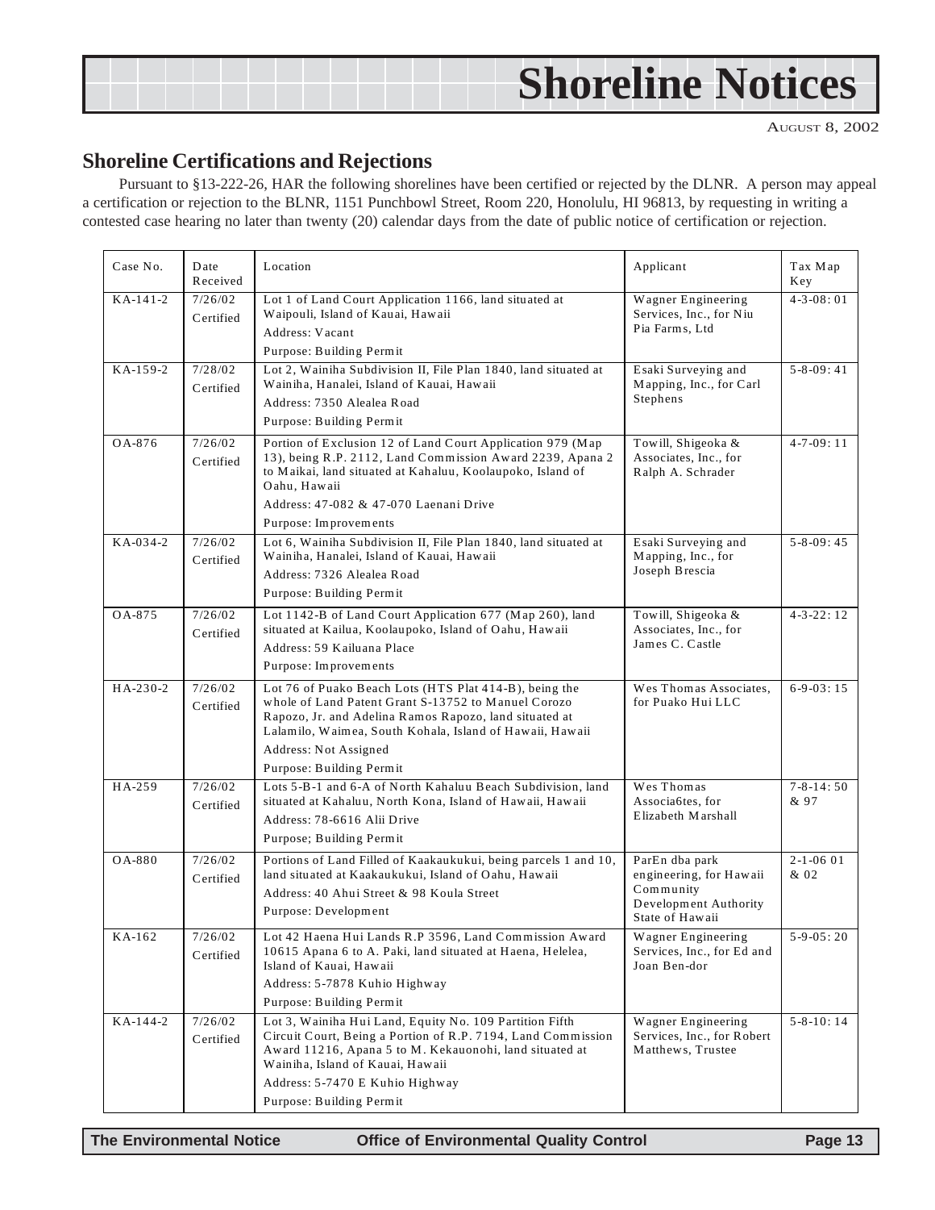# Shoreline Notices

AUGUST 8, 2002

## Shoreline Certifications and Rejections

Pursuant to §13-222-26, HAR the following shorelines have been certified or rejected by the DLNR. A person may appeal a certification or rejection to the BLNR, 1151 Punchbowl Street, Room 220, Honolulu, HI 96813, by requesting in writing a contested case hearing no later than twenty (20) calendar days from the date of public notice of certification or rejection.

| Case No. | Date Received | Location | Applicant | Tax Map Key |
|---|---|---|---|---|
| KA-141-2 | 7/26/02 Certified | Lot 1 of Land Court Application 1166, land situated at Waipouli, Island of Kauai, Hawaii<br>Address: Vacant<br>Purpose: Building Permit | Wagner Engineering Services, Inc., for Niu Pia Farms, Ltd | 4-3-08: 01 |
| KA-159-2 | 7/28/02 Certified | Lot 2, Wainiha Subdivision II, File Plan 1840, land situated at Wainiha, Hanalei, Island of Kauai, Hawaii<br>Address: 7350 Alealea Road<br>Purpose: Building Permit | Esaki Surveying and Mapping, Inc., for Carl Stephens | 5-8-09: 41 |
| OA-876 | 7/26/02 Certified | Portion of Exclusion 12 of Land Court Application 979 (Map 13), being R.P. 2112, Land Commission Award 2239, Apana 2 to Maikai, land situated at Kahaluu, Koolaupoko, Island of Oahu, Hawaii<br>Address: 47-082 & 47-070 Laenani Drive<br>Purpose: Improvements | Towill, Shigeoka & Associates, Inc., for Ralph A. Schrader | 4-7-09: 11 |
| KA-034-2 | 7/26/02 Certified | Lot 6, Wainiha Subdivision II, File Plan 1840, land situated at Wainiha, Hanalei, Island of Kauai, Hawaii<br>Address: 7326 Alealea Road<br>Purpose: Building Permit | Esaki Surveying and Mapping, Inc., for Joseph Brescia | 5-8-09: 45 |
| OA-875 | 7/26/02 Certified | Lot 1142-B of Land Court Application 677 (Map 260), land situated at Kailua, Koolaupoko, Island of Oahu, Hawaii<br>Address: 59 Kailuana Place<br>Purpose: Improvements | Towill, Shigeoka & Associates, Inc., for James C. Castle | 4-3-22: 12 |
| HA-230-2 | 7/26/02 Certified | Lot 76 of Puako Beach Lots (HTS Plat 414-B), being the whole of Land Patent Grant S-13752 to Manuel Corozo Rapozo, Jr. and Adelina Ramos Rapozo, land situated at Lalamilo, Waimea, South Kohala, Island of Hawaii, Hawaii<br>Address: Not Assigned<br>Purpose: Building Permit | Wes Thomas Associates, for Puako Hui LLC | 6-9-03: 15 |
| HA-259 | 7/26/02 Certified | Lots 5-B-1 and 6-A of North Kahaluu Beach Subdivision, land situated at Kahaluu, North Kona, Island of Hawaii, Hawaii<br>Address: 78-6616 Alii Drive<br>Purpose; Building Permit | Wes Thomas Associa6tes, for Elizabeth Marshall | 7-8-14: 50 & 97 |
| OA-880 | 7/26/02 Certified | Portions of Land Filled of Kaakaukukui, being parcels 1 and 10, land situated at Kaakaukukui, Island of Oahu, Hawaii<br>Address: 40 Ahui Street & 98 Koula Street<br>Purpose: Development | ParEn dba park engineering, for Hawaii Community Development Authority State of Hawaii | 2-1-06 01 & 02 |
| KA-162 | 7/26/02 Certified | Lot 42 Haena Hui Lands R.P 3596, Land Commission Award 10615 Apana 6 to A. Paki, land situated at Haena, Helelea, Island of Kauai, Hawaii<br>Address: 5-7878 Kuhio Highway<br>Purpose: Building Permit | Wagner Engineering Services, Inc., for Ed and Joan Ben-dor | 5-9-05: 20 |
| KA-144-2 | 7/26/02 Certified | Lot 3, Wainiha Hui Land, Equity No. 109 Partition Fifth Circuit Court, Being a Portion of R.P. 7194, Land Commission Award 11216, Apana 5 to M. Kekauonohi, land situated at Wainiha, Island of Kauai, Hawaii<br>Address: 5-7470 E Kuhio Highway<br>Purpose: Building Permit | Wagner Engineering Services, Inc., for Robert Matthews, Trustee | 5-8-10: 14 |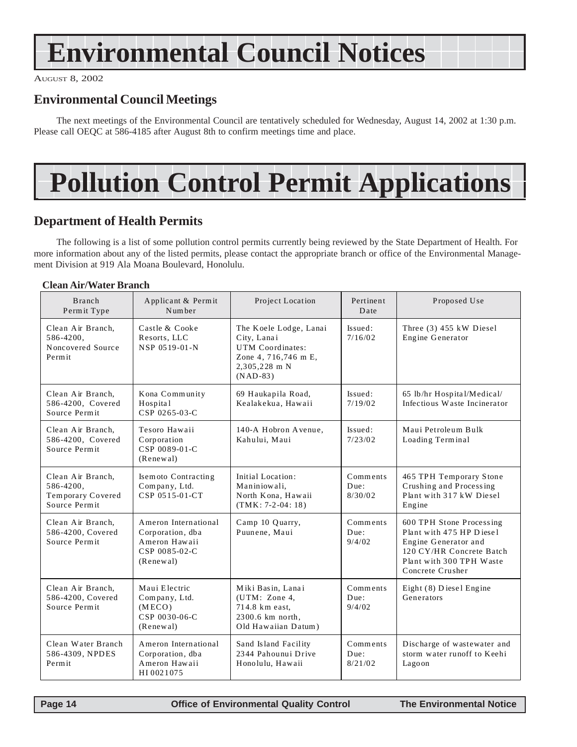# Environmental Council Notices

AUGUST 8, 2002

## Environmental Council Meetings

The next meetings of the Environmental Council are tentatively scheduled for Wednesday, August 14, 2002 at 1:30 p.m. Please call OEQC at 586-4185 after August 8th to confirm meetings time and place.

# Pollution Control Permit Applications

## Department of Health Permits

The following is a list of some pollution control permits currently being reviewed by the State Department of Health. For more information about any of the listed permits, please contact the appropriate branch or office of the Environmental Management Division at 919 Ala Moana Boulevard, Honolulu.

**Clean Air/Water Branch**

| Branch Permit Type | Applicant & Permit Number | Project Location | Pertinent Date | Proposed Use |
|---|---|---|---|---|
| Clean Air Branch, 586-4200, Noncovered Source Permit | Castle & Cooke Resorts, LLC NSP 0519-01-N | The Koele Lodge, Lanai City, Lanai UTM Coordinates: Zone 4, 716,746 m E, 2,305,228 m N (NAD-83) | Issued: 7/16/02 | Three (3) 455 kW Diesel Engine Generator |
| Clean Air Branch, 586-4200, Covered Source Permit | Kona Community Hospital CSP 0265-03-C | 69 Haukapila Road, Kealakekua, Hawaii | Issued: 7/19/02 | 65 lb/hr Hospital/Medical/ Infectious Waste Incinerator |
| Clean Air Branch, 586-4200, Covered Source Permit | Tesoro Hawaii Corporation CSP 0089-01-C (Renewal) | 140-A Hobron Avenue, Kahului, Maui | Issued: 7/23/02 | Maui Petroleum Bulk Loading Terminal |
| Clean Air Branch, 586-4200, Temporary Covered Source Permit | Isemoto Contracting Company, Ltd. CSP 0515-01-CT | Initial Location: Maniniowali, North Kona, Hawaii (TMK: 7-2-04: 18) | Comments Due: 8/30/02 | 465 TPH Temporary Stone Crushing and Processing Plant with 317 kW Diesel Engine |
| Clean Air Branch, 586-4200, Covered Source Permit | Ameron International Corporation, dba Ameron Hawaii CSP 0085-02-C (Renewal) | Camp 10 Quarry, Puunene, Maui | Comments Due: 9/4/02 | 600 TPH Stone Processing Plant with 475 HP Diesel Engine Generator and 120 CY/HR Concrete Batch Plant with 300 TPH Waste Concrete Crusher |
| Clean Air Branch, 586-4200, Covered Source Permit | Maui Electric Company, Ltd. (MECO) CSP 0030-06-C (Renewal) | Miki Basin, Lanai (UTM: Zone 4, 714.8 km east, 2300.6 km north, Old Hawaiian Datum) | Comments Due: 9/4/02 | Eight (8) Diesel Engine Generators |
| Clean Water Branch 586-4309, NPDES Permit | Ameron International Corporation, dba Ameron Hawaii HI 0021075 | Sand Island Facility 2344 Pahounui Drive Honolulu, Hawaii | Comments Due: 8/21/02 | Discharge of wastewater and storm water runoff to Keehi Lagoon |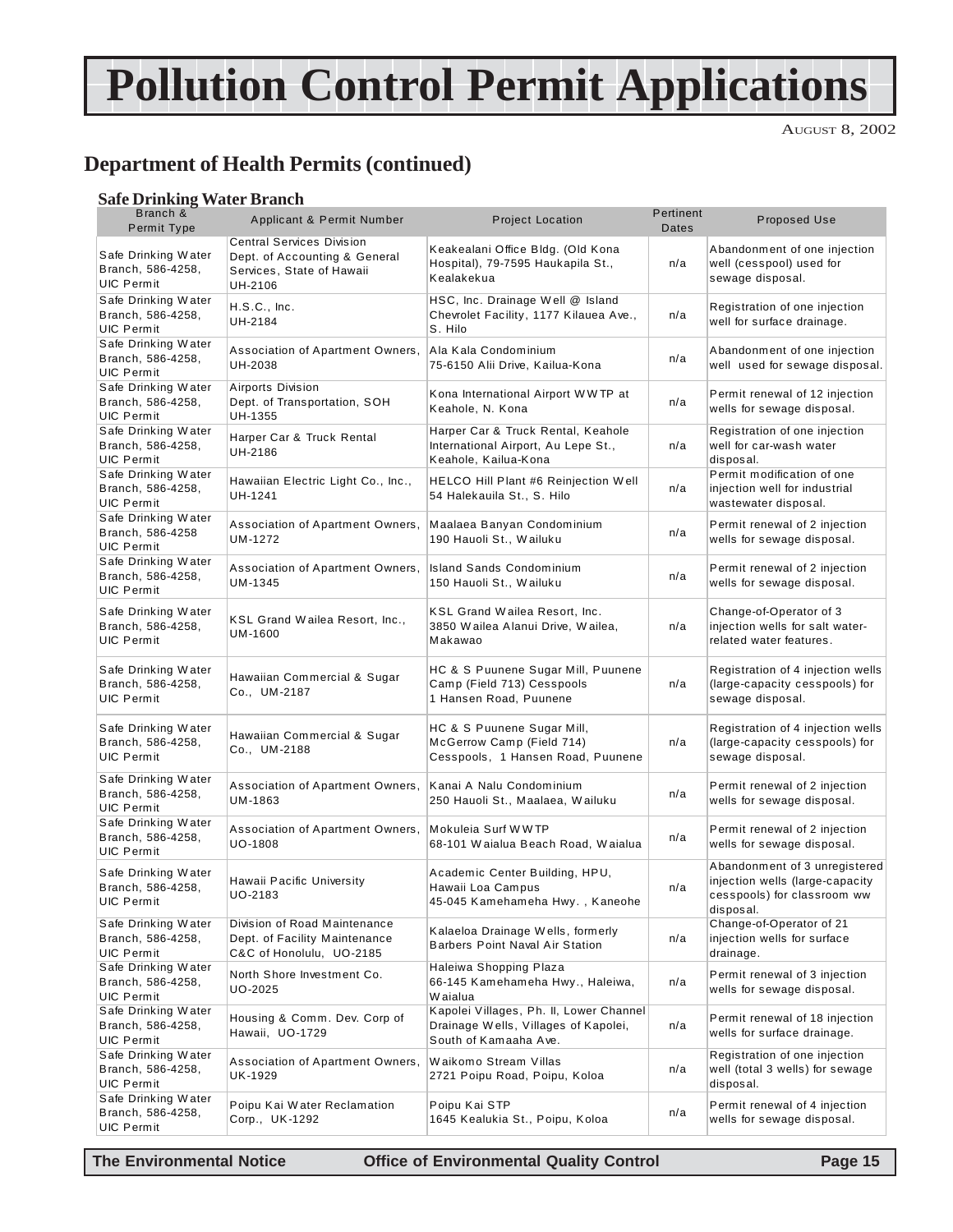# Pollution Control Permit Applications

AUGUST 8, 2002

## Department of Health Permits (continued)

### Safe Drinking Water Branch

| Branch & Permit Type | Applicant & Permit Number | Project Location | Pertinent Dates | Proposed Use |
|---|---|---|---|---|
| Safe Drinking Water Branch, 586-4258, UIC Permit | Central Services Division Dept. of Accounting & General Services, State of Hawaii UH-2106 | Keakealani Office Bldg. (Old Kona Hospital), 79-7595 Haukapila St., Kealakekua | n/a | Abandonment of one injection well (cesspool) used for sewage disposal. |
| Safe Drinking Water Branch, 586-4258, UIC Permit | H.S.C., Inc. UH-2184 | HSC, Inc. Drainage Well @ Island Chevrolet Facility, 1177 Kilauea Ave., S. Hilo | n/a | Registration of one injection well for surface drainage. |
| Safe Drinking Water Branch, 586-4258, UIC Permit | Association of Apartment Owners, UH-2038 | Ala Kala Condominium 75-6150 Alii Drive, Kailua-Kona | n/a | Abandonment of one injection well used for sewage disposal. |
| Safe Drinking Water Branch, 586-4258, UIC Permit | Airports Division Dept. of Transportation, SOH UH-1355 | Kona International Airport WWTP at Keahole, N. Kona | n/a | Permit renewal of 12 injection wells for sewage disposal. |
| Safe Drinking Water Branch, 586-4258, UIC Permit | Harper Car & Truck Rental UH-2186 | Harper Car & Truck Rental, Keahole International Airport, Au Lepe St., Keahole, Kailua-Kona | n/a | Registration of one injection well for car-wash water disposal. |
| Safe Drinking Water Branch, 586-4258, UIC Permit | Hawaiian Electric Light Co., Inc., UH-1241 | HELCO Hill Plant #6 Reinjection Well 54 Halekauila St., S. Hilo | n/a | Permit modification of one injection well for industrial wastewater disposal. |
| Safe Drinking Water Branch, 586-4258 UIC Permit | Association of Apartment Owners, UM-1272 | Maalaea Banyan Condominium 190 Hauoli St., Wailuku | n/a | Permit renewal of 2 injection wells for sewage disposal. |
| Safe Drinking Water Branch, 586-4258, UIC Permit | Association of Apartment Owners, UM-1345 | Island Sands Condominium 150 Hauoli St., Wailuku | n/a | Permit renewal of 2 injection wells for sewage disposal. |
| Safe Drinking Water Branch, 586-4258, UIC Permit | KSL Grand Wailea Resort, Inc., UM-1600 | KSL Grand Wailea Resort, Inc. 3850 Wailea Alanui Drive, Wailea, Makawao | n/a | Change-of-Operator of 3 injection wells for salt water-related water features. |
| Safe Drinking Water Branch, 586-4258, UIC Permit | Hawaiian Commercial & Sugar Co., UM-2187 | HC & S Puunene Sugar Mill, Puunene Camp (Field 713) Cesspools 1 Hansen Road, Puunene | n/a | Registration of 4 injection wells (large-capacity cesspools) for sewage disposal. |
| Safe Drinking Water Branch, 586-4258, UIC Permit | Hawaiian Commercial & Sugar Co., UM-2188 | HC & S Puunene Sugar Mill, McGerrow Camp (Field 714) Cesspools, 1 Hansen Road, Puunene | n/a | Registration of 4 injection wells (large-capacity cesspools) for sewage disposal. |
| Safe Drinking Water Branch, 586-4258, UIC Permit | Association of Apartment Owners, UM-1863 | Kanai A Nalu Condominium 250 Hauoli St., Maalaea, Wailuku | n/a | Permit renewal of 2 injection wells for sewage disposal. |
| Safe Drinking Water Branch, 586-4258, UIC Permit | Association of Apartment Owners, UO-1808 | Mokuleia Surf WWTP 68-101 Waialua Beach Road, Waialua | n/a | Permit renewal of 2 injection wells for sewage disposal. |
| Safe Drinking Water Branch, 586-4258, UIC Permit | Hawaii Pacific University UO-2183 | Academic Center Building, HPU, Hawaii Loa Campus 45-045 Kamehameha Hwy., Kaneohe | n/a | Abandonment of 3 unregistered injection wells (large-capacity cesspools) for classroom ww disposal. |
| Safe Drinking Water Branch, 586-4258, UIC Permit | Division of Road Maintenance Dept. of Facility Maintenance C&C of Honolulu, UO-2185 | Kalaeloa Drainage Wells, formerly Barbers Point Naval Air Station | n/a | Change-of-Operator of 21 injection wells for surface drainage. |
| Safe Drinking Water Branch, 586-4258, UIC Permit | North Shore Investment Co. UO-2025 | Haleiwa Shopping Plaza 66-145 Kamehameha Hwy., Haleiwa, Waialua | n/a | Permit renewal of 3 injection wells for sewage disposal. |
| Safe Drinking Water Branch, 586-4258, UIC Permit | Housing & Comm. Dev. Corp of Hawaii, UO-1729 | Kapolei Villages, Ph. II, Lower Channel Drainage Wells, Villages of Kapolei, South of Kamaaha Ave. | n/a | Permit renewal of 18 injection wells for surface drainage. |
| Safe Drinking Water Branch, 586-4258, UIC Permit | Association of Apartment Owners, UK-1929 | Waikomo Stream Villas 2721 Poipu Road, Poipu, Koloa | n/a | Registration of one injection well (total 3 wells) for sewage disposal. |
| Safe Drinking Water Branch, 586-4258, UIC Permit | Poipu Kai Water Reclamation Corp., UK-1292 | Poipu Kai STP 1645 Kealukia St., Poipu, Koloa | n/a | Permit renewal of 4 injection wells for sewage disposal. |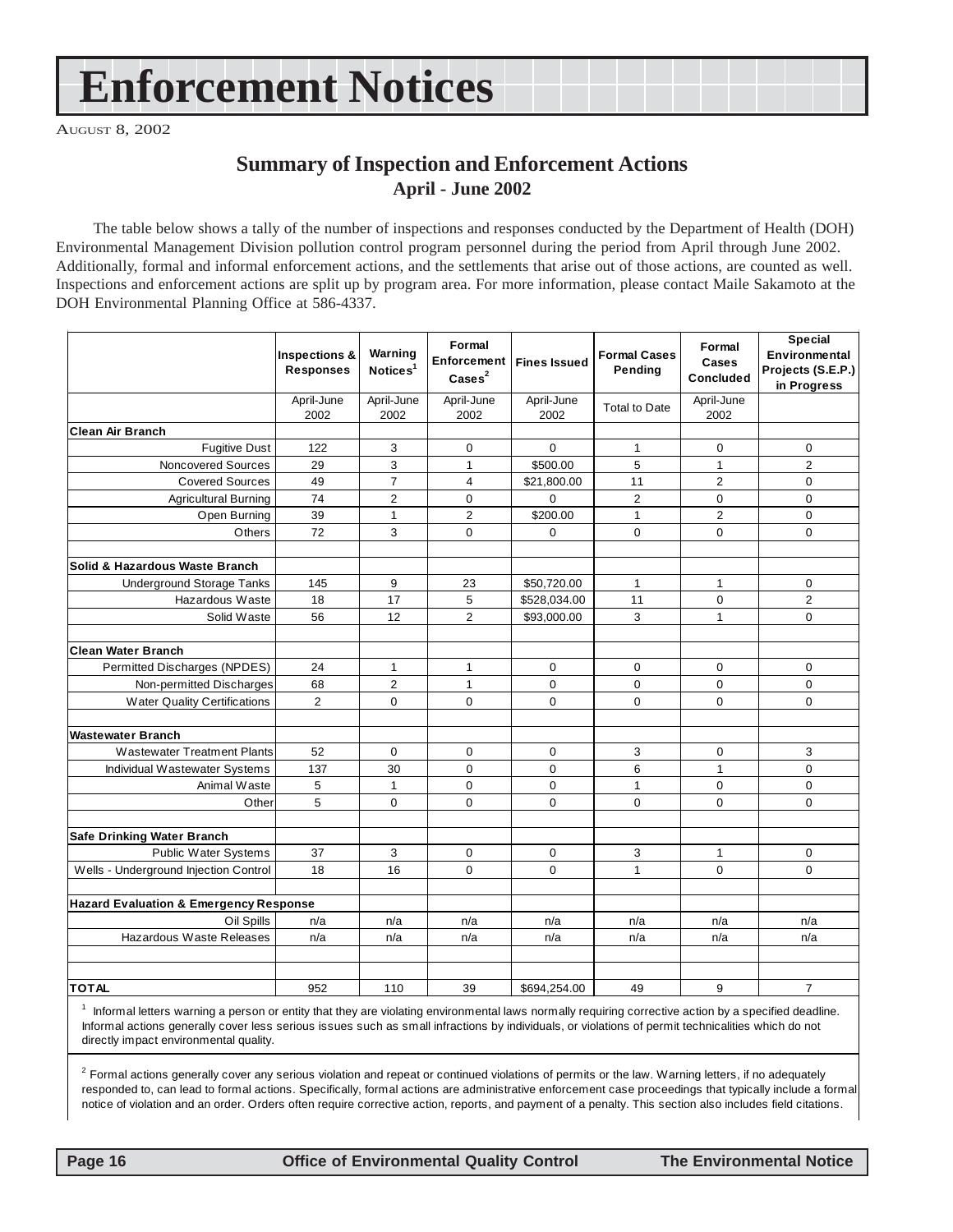# Enforcement Notices

AUGUST 8, 2002

## Summary of Inspection and Enforcement Actions

### April - June 2002

The table below shows a tally of the number of inspections and responses conducted by the Department of Health (DOH) Environmental Management Division pollution control program personnel during the period from April through June 2002. Additionally, formal and informal enforcement actions, and the settlements that arise out of those actions, are counted as well. Inspections and enforcement actions are split up by program area. For more information, please contact Maile Sakamoto at the DOH Environmental Planning Office at 586-4337.

| | Inspections & Responses | Warning Notices[1] | Formal Enforcement Cases[2] | Fines Issued | Formal Cases Pending | Formal Cases Concluded | Special Environmental Projects (S.E.P.) in Progress |
|---|---|---|---|---|---|---|---|
| | April-June 2002 | April-June 2002 | April-June 2002 | April-June 2002 | Total to Date | April-June 2002 | |
| **Clean Air Branch** | | | | | | | |
| Fugitive Dust | 122 | 3 | 0 | 0 | 1 | 0 | 0 |
| Noncovered Sources | 29 | 3 | 1 | $500.00 | 5 | 1 | 2 |
| Covered Sources | 49 | 7 | 4 | $21,800.00 | 11 | 2 | 0 |
| Agricultural Burning | 74 | 2 | 0 | 0 | 2 | 0 | 0 |
| Open Burning | 39 | 1 | 2 | $200.00 | 1 | 2 | 0 |
| Others | 72 | 3 | 0 | 0 | 0 | 0 | 0 |
| | | | | | | | |
| **Solid & Hazardous Waste Branch** | | | | | | | |
| Underground Storage Tanks | 145 | 9 | 23 | $50,720.00 | 1 | 1 | 0 |
| Hazardous Waste | 18 | 17 | 5 | $528,034.00 | 11 | 0 | 2 |
| Solid Waste | 56 | 12 | 2 | $93,000.00 | 3 | 1 | 0 |
| | | | | | | | |
| **Clean Water Branch** | | | | | | | |
| Permitted Discharges (NPDES) | 24 | 1 | 1 | 0 | 0 | 0 | 0 |
| Non-permitted Discharges | 68 | 2 | 1 | 0 | 0 | 0 | 0 |
| Water Quality Certifications | 2 | 0 | 0 | 0 | 0 | 0 | 0 |
| | | | | | | | |
| **Wastewater Branch** | | | | | | | |
| Wastewater Treatment Plants | 52 | 0 | 0 | 0 | 3 | 0 | 3 |
| Individual Wastewater Systems | 137 | 30 | 0 | 0 | 6 | 1 | 0 |
| Animal Waste | 5 | 1 | 0 | 0 | 1 | 0 | 0 |
| Other | 5 | 0 | 0 | 0 | 0 | 0 | 0 |
| | | | | | | | |
| **Safe Drinking Water Branch** | | | | | | | |
| Public Water Systems | 37 | 3 | 0 | 0 | 3 | 1 | 0 |
| Wells - Underground Injection Control | 18 | 16 | 0 | 0 | 1 | 0 | 0 |
| | | | | | | | |
| **Hazard Evaluation & Emergency Response** | | | | | | | |
| Oil Spills | n/a | n/a | n/a | n/a | n/a | n/a | n/a |
| Hazardous Waste Releases | n/a | n/a | n/a | n/a | n/a | n/a | n/a |
| | | | | | | | |
| | | | | | | | |
| **TOTAL** | 952 | 110 | 39 | $694,254.00 | 49 | 9 | 7 |

[1] Informal letters warning a person or entity that they are violating environmental laws normally requiring corrective action by a specified deadline. Informal actions generally cover less serious issues such as small infractions by individuals, or violations of permit technicalities which do not directly impact environmental quality.

[2] Formal actions generally cover any serious violation and repeat or continued violations of permits or the law. Warning letters, if no adequately responded to, can lead to formal actions. Specifically, formal actions are administrative enforcement case proceedings that typically include a formal notice of violation and an order. Orders often require corrective action, reports, and payment of a penalty. This section also includes field citations.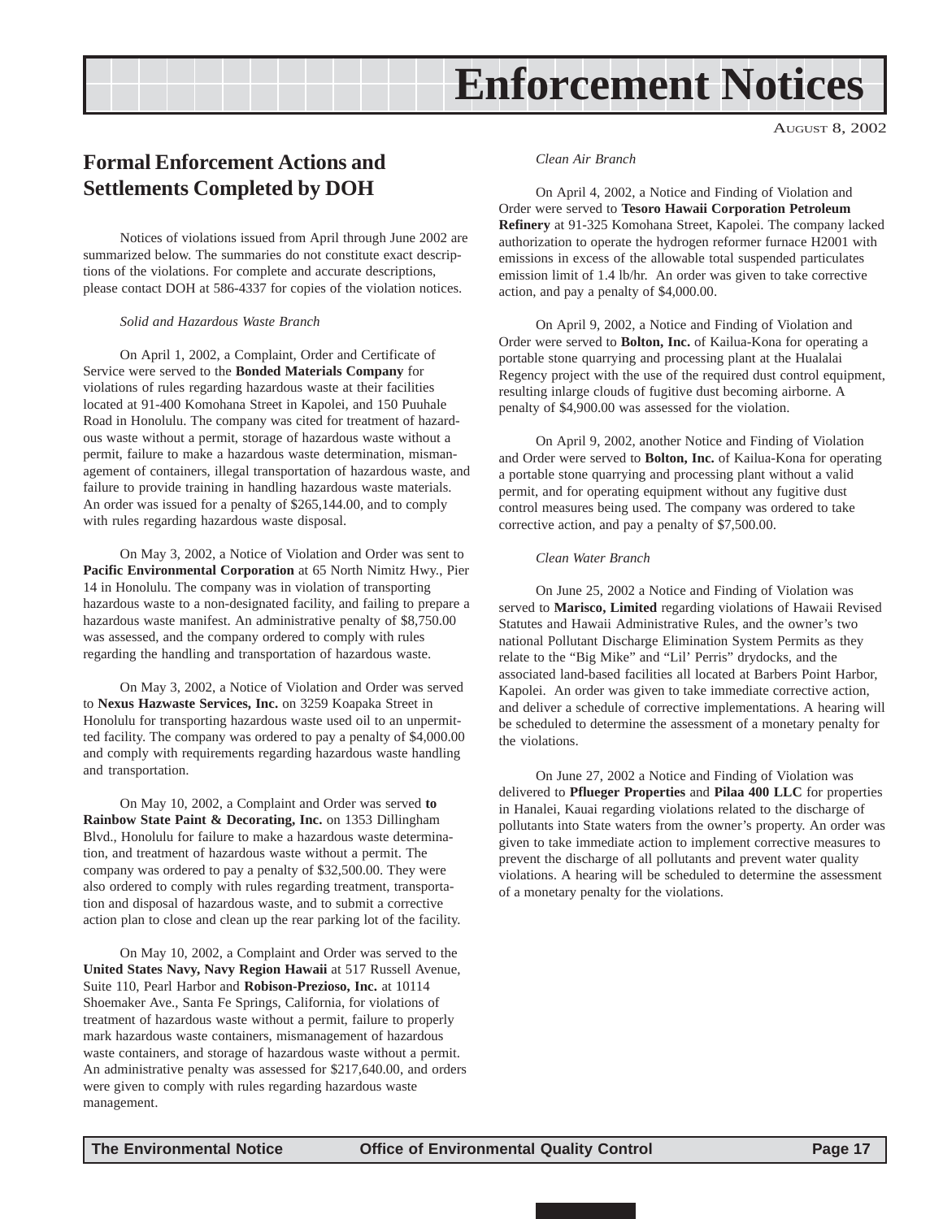# Enforcement Notices

August 8, 2002

## Formal Enforcement Actions and Settlements Completed by DOH

Notices of violations issued from April through June 2002 are summarized below. The summaries do not constitute exact descriptions of the violations. For complete and accurate descriptions, please contact DOH at 586-4337 for copies of the violation notices.

*Solid and Hazardous Waste Branch*

On April 1, 2002, a Complaint, Order and Certificate of Service were served to the **Bonded Materials Company** for violations of rules regarding hazardous waste at their facilities located at 91-400 Komohana Street in Kapolei, and 150 Puuhale Road in Honolulu. The company was cited for treatment of hazardous waste without a permit, storage of hazardous waste without a permit, failure to make a hazardous waste determination, mismanagement of containers, illegal transportation of hazardous waste, and failure to provide training in handling hazardous waste materials. An order was issued for a penalty of $265,144.00, and to comply with rules regarding hazardous waste disposal.

On May 3, 2002, a Notice of Violation and Order was sent to **Pacific Environmental Corporation** at 65 North Nimitz Hwy., Pier 14 in Honolulu. The company was in violation of transporting hazardous waste to a non-designated facility, and failing to prepare a hazardous waste manifest. An administrative penalty of $8,750.00 was assessed, and the company ordered to comply with rules regarding the handling and transportation of hazardous waste.

On May 3, 2002, a Notice of Violation and Order was served to **Nexus Hazwaste Services, Inc.** on 3259 Koapaka Street in Honolulu for transporting hazardous waste used oil to an unpermitted facility. The company was ordered to pay a penalty of $4,000.00 and comply with requirements regarding hazardous waste handling and transportation.

On May 10, 2002, a Complaint and Order was served **to Rainbow State Paint & Decorating, Inc.** on 1353 Dillingham Blvd., Honolulu for failure to make a hazardous waste determination, and treatment of hazardous waste without a permit. The company was ordered to pay a penalty of $32,500.00. They were also ordered to comply with rules regarding treatment, transportation and disposal of hazardous waste, and to submit a corrective action plan to close and clean up the rear parking lot of the facility.

On May 10, 2002, a Complaint and Order was served to the **United States Navy, Navy Region Hawaii** at 517 Russell Avenue, Suite 110, Pearl Harbor and **Robison-Prezioso, Inc.** at 10114 Shoemaker Ave., Santa Fe Springs, California, for violations of treatment of hazardous waste without a permit, failure to properly mark hazardous waste containers, mismanagement of hazardous waste containers, and storage of hazardous waste without a permit. An administrative penalty was assessed for $217,640.00, and orders were given to comply with rules regarding hazardous waste management.

*Clean Air Branch*

On April 4, 2002, a Notice and Finding of Violation and Order were served to **Tesoro Hawaii Corporation Petroleum Refinery** at 91-325 Komohana Street, Kapolei. The company lacked authorization to operate the hydrogen reformer furnace H2001 with emissions in excess of the allowable total suspended particulates emission limit of 1.4 lb/hr. An order was given to take corrective action, and pay a penalty of $4,000.00.

On April 9, 2002, a Notice and Finding of Violation and Order were served to **Bolton, Inc.** of Kailua-Kona for operating a portable stone quarrying and processing plant at the Hualalai Regency project with the use of the required dust control equipment, resulting inlarge clouds of fugitive dust becoming airborne. A penalty of $4,900.00 was assessed for the violation.

On April 9, 2002, another Notice and Finding of Violation and Order were served to **Bolton, Inc.** of Kailua-Kona for operating a portable stone quarrying and processing plant without a valid permit, and for operating equipment without any fugitive dust control measures being used. The company was ordered to take corrective action, and pay a penalty of $7,500.00.

*Clean Water Branch*

On June 25, 2002 a Notice and Finding of Violation was served to **Marisco, Limited** regarding violations of Hawaii Revised Statutes and Hawaii Administrative Rules, and the owner's two national Pollutant Discharge Elimination System Permits as they relate to the "Big Mike" and "Lil' Perris" drydocks, and the associated land-based facilities all located at Barbers Point Harbor, Kapolei. An order was given to take immediate corrective action, and deliver a schedule of corrective implementations. A hearing will be scheduled to determine the assessment of a monetary penalty for the violations.

On June 27, 2002 a Notice and Finding of Violation was delivered to **Pflueger Properties** and **Pilaa 400 LLC** for properties in Hanalei, Kauai regarding violations related to the discharge of pollutants into State waters from the owner's property. An order was given to take immediate action to implement corrective measures to prevent the discharge of all pollutants and prevent water quality violations. A hearing will be scheduled to determine the assessment of a monetary penalty for the violations.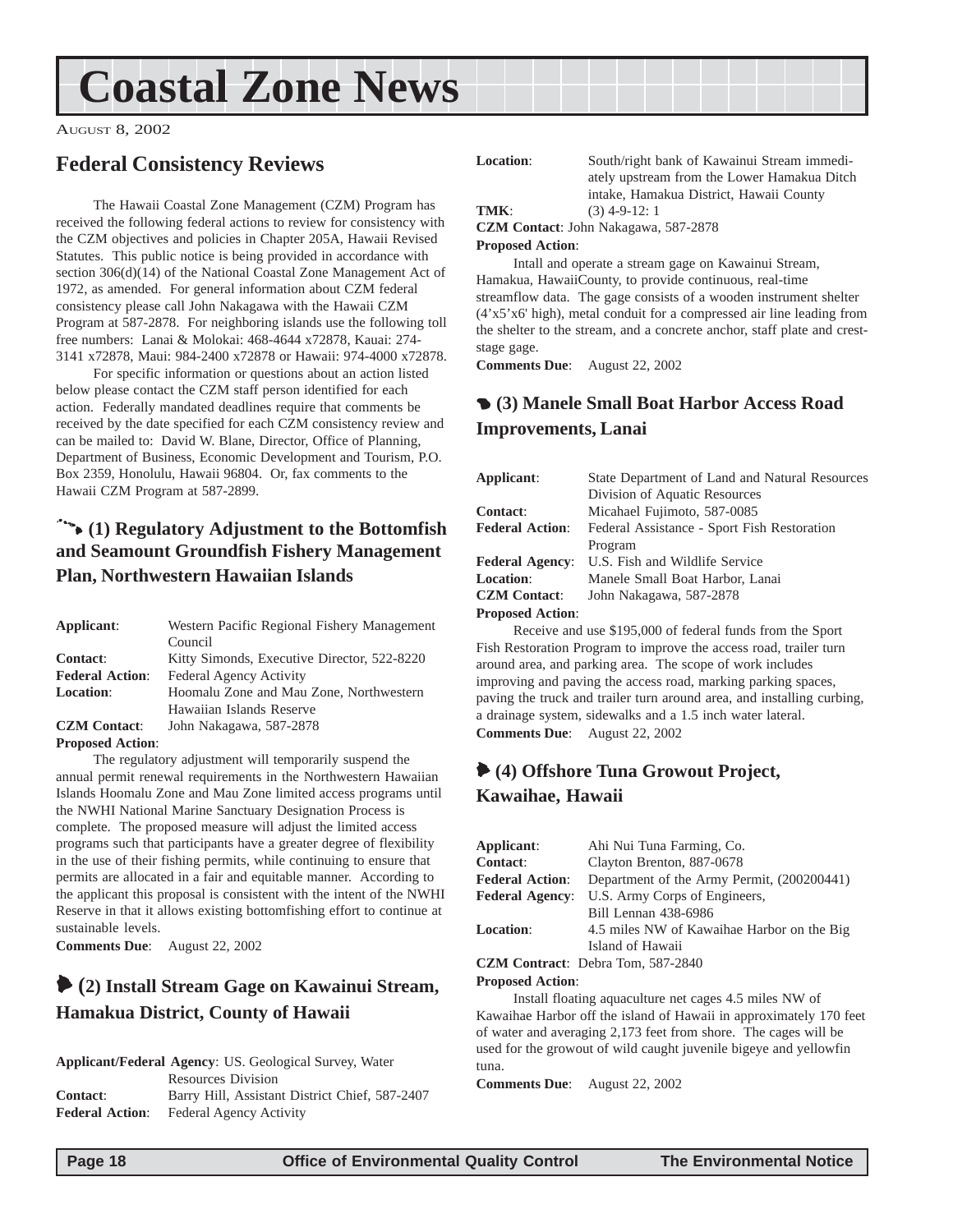# Coastal Zone News

AUGUST 8, 2002

## Federal Consistency Reviews

The Hawaii Coastal Zone Management (CZM) Program has received the following federal actions to review for consistency with the CZM objectives and policies in Chapter 205A, Hawaii Revised Statutes. This public notice is being provided in accordance with section 306(d)(14) of the National Coastal Zone Management Act of 1972, as amended. For general information about CZM federal consistency please call John Nakagawa with the Hawaii CZM Program at 587-2878. For neighboring islands use the following toll free numbers: Lanai & Molokai: 468-4644 x72878, Kauai: 274-3141 x72878, Maui: 984-2400 x72878 or Hawaii: 974-4000 x72878.

For specific information or questions about an action listed below please contact the CZM staff person identified for each action. Federally mandated deadlines require that comments be received by the date specified for each CZM consistency review and can be mailed to: David W. Blane, Director, Office of Planning, Department of Business, Economic Development and Tourism, P.O. Box 2359, Honolulu, Hawaii 96804. Or, fax comments to the Hawaii CZM Program at 587-2899.

### (1) Regulatory Adjustment to the Bottomfish and Seamount Groundfish Fishery Management Plan, Northwestern Hawaiian Islands

**Applicant**: Western Pacific Regional Fishery Management Council
**Contact**: Kitty Simonds, Executive Director, 522-8220
**Federal Action**: Federal Agency Activity
**Location**: Hoomalu Zone and Mau Zone, Northwestern Hawaiian Islands Reserve
**CZM Contact**: John Nakagawa, 587-2878
**Proposed Action**:

The regulatory adjustment will temporarily suspend the annual permit renewal requirements in the Northwestern Hawaiian Islands Hoomalu Zone and Mau Zone limited access programs until the NWHI National Marine Sanctuary Designation Process is complete. The proposed measure will adjust the limited access programs such that participants have a greater degree of flexibility in the use of their fishing permits, while continuing to ensure that permits are allocated in a fair and equitable manner. According to the applicant this proposal is consistent with the intent of the NWHI Reserve in that it allows existing bottomfishing effort to continue at sustainable levels.

**Comments Due**: August 22, 2002

### (2) Install Stream Gage on Kawainui Stream, Hamakua District, County of Hawaii

**Applicant/Federal Agency**: US. Geological Survey, Water Resources Division
**Contact**: Barry Hill, Assistant District Chief, 587-2407
**Federal Action**: Federal Agency Activity
**Location**: South/right bank of Kawainui Stream immediately upstream from the Lower Hamakua Ditch intake, Hamakua District, Hawaii County
**TMK**: (3) 4-9-12: 1
**CZM Contact**: John Nakagawa, 587-2878
**Proposed Action**:

Intall and operate a stream gage on Kawainui Stream, Hamakua, HawaiiCounty, to provide continuous, real-time streamflow data. The gage consists of a wooden instrument shelter (4'x5'x6' high), metal conduit for a compressed air line leading from the shelter to the stream, and a concrete anchor, staff plate and crest-stage gage.

**Comments Due**: August 22, 2002

### (3) Manele Small Boat Harbor Access Road Improvements, Lanai

**Applicant**: State Department of Land and Natural Resources Division of Aquatic Resources
**Contact**: Micahael Fujimoto, 587-0085
**Federal Action**: Federal Assistance - Sport Fish Restoration Program
**Federal Agency**: U.S. Fish and Wildlife Service
**Location**: Manele Small Boat Harbor, Lanai
**CZM Contact**: John Nakagawa, 587-2878
**Proposed Action**:

Receive and use $195,000 of federal funds from the Sport Fish Restoration Program to improve the access road, trailer turn around area, and parking area. The scope of work includes improving and paving the access road, marking parking spaces, paving the truck and trailer turn around area, and installing curbing, a drainage system, sidewalks and a 1.5 inch water lateral.

**Comments Due**: August 22, 2002

### (4) Offshore Tuna Growout Project, Kawaihae, Hawaii

**Applicant**: Ahi Nui Tuna Farming, Co.
**Contact**: Clayton Brenton, 887-0678
**Federal Action**: Department of the Army Permit, (200200441)
**Federal Agency**: U.S. Army Corps of Engineers, Bill Lennan 438-6986
**Location**: 4.5 miles NW of Kawaihae Harbor on the Big Island of Hawaii
**CZM Contract**: Debra Tom, 587-2840
**Proposed Action**:

Install floating aquaculture net cages 4.5 miles NW of Kawaihae Harbor off the island of Hawaii in approximately 170 feet of water and averaging 2,173 feet from shore. The cages will be used for the growout of wild caught juvenile bigeye and yellowfin tuna.

**Comments Due**: August 22, 2002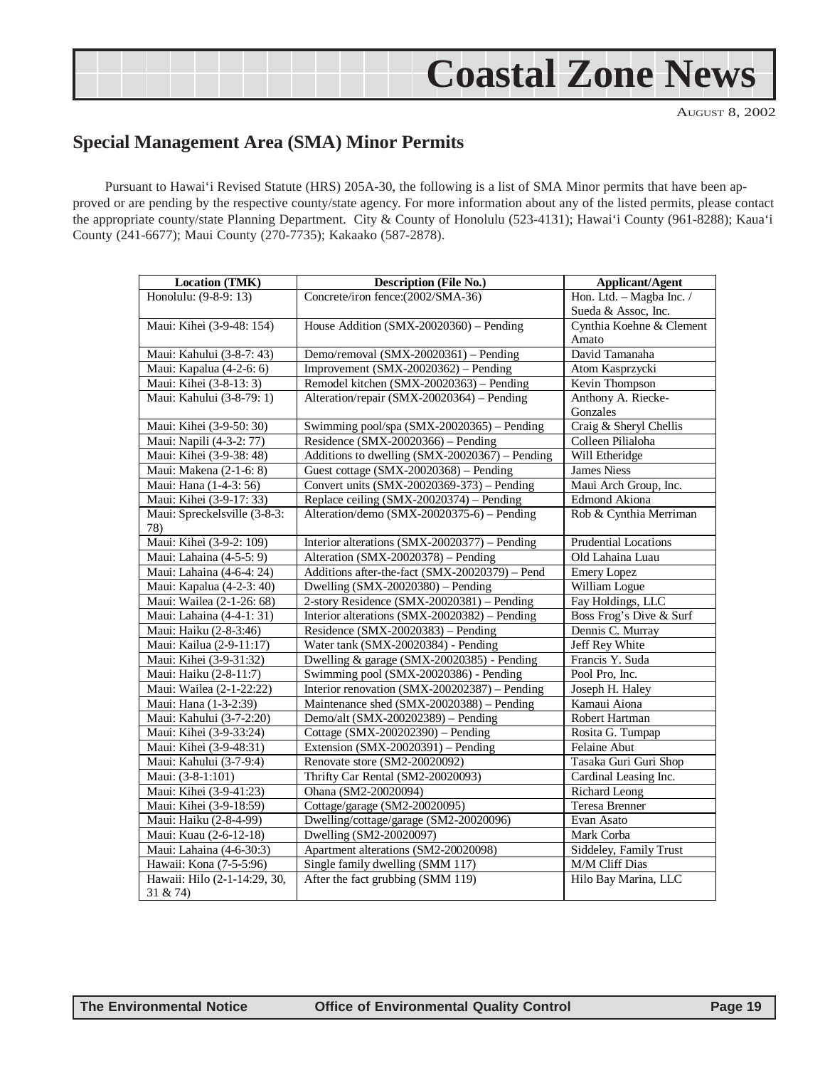# Coastal Zone News

AUGUST 8, 2002

## Special Management Area (SMA) Minor Permits

Pursuant to Hawai'i Revised Statute (HRS) 205A-30, the following is a list of SMA Minor permits that have been approved or are pending by the respective county/state agency. For more information about any of the listed permits, please contact the appropriate county/state Planning Department. City & County of Honolulu (523-4131); Hawai'i County (961-8288); Kaua'i County (241-6677); Maui County (270-7735); Kakaako (587-2878).

| Location (TMK) | Description (File No.) | Applicant/Agent |
|---|---|---|
| Honolulu: (9-8-9: 13) | Concrete/iron fence:(2002/SMA-36) | Hon. Ltd. – Magba Inc. / Sueda & Assoc, Inc. |
| Maui: Kihei (3-9-48: 154) | House Addition (SMX-20020360) – Pending | Cynthia Koehne & Clement Amato |
| Maui: Kahului (3-8-7: 43) | Demo/removal (SMX-20020361) – Pending | David Tamanaha |
| Maui: Kapalua (4-2-6: 6) | Improvement (SMX-20020362) – Pending | Atom Kasprzycki |
| Maui: Kihei (3-8-13: 3) | Remodel kitchen (SMX-20020363) – Pending | Kevin Thompson |
| Maui: Kahului (3-8-79: 1) | Alteration/repair (SMX-20020364) – Pending | Anthony A. Riecke-Gonzales |
| Maui: Kihei (3-9-50: 30) | Swimming pool/spa (SMX-20020365) – Pending | Craig & Sheryl Chellis |
| Maui: Napili (4-3-2: 77) | Residence (SMX-20020366) – Pending | Colleen Pilialoha |
| Maui: Kihei (3-9-38: 48) | Additions to dwelling (SMX-20020367) – Pending | Will Etheridge |
| Maui: Makena (2-1-6: 8) | Guest cottage (SMX-20020368) – Pending | James Niess |
| Maui: Hana (1-4-3: 56) | Convert units (SMX-20020369-373) – Pending | Maui Arch Group, Inc. |
| Maui: Kihei (3-9-17: 33) | Replace ceiling (SMX-20020374) – Pending | Edmond Akiona |
| Maui: Spreckelsville (3-8-3: 78) | Alteration/demo (SMX-20020375-6) – Pending | Rob & Cynthia Merriman |
| Maui: Kihei (3-9-2: 109) | Interior alterations (SMX-20020377) – Pending | Prudential Locations |
| Maui: Lahaina (4-5-5: 9) | Alteration (SMX-20020378) – Pending | Old Lahaina Luau |
| Maui: Lahaina (4-6-4: 24) | Additions after-the-fact (SMX-20020379) – Pend | Emery Lopez |
| Maui: Kapalua (4-2-3: 40) | Dwelling (SMX-20020380) – Pending | William Logue |
| Maui: Wailea (2-1-26: 68) | 2-story Residence (SMX-20020381) – Pending | Fay Holdings, LLC |
| Maui: Lahaina (4-4-1: 31) | Interior alterations (SMX-20020382) – Pending | Boss Frog's Dive & Surf |
| Maui: Haiku (2-8-3:46) | Residence (SMX-20020383) – Pending | Dennis C. Murray |
| Maui: Kailua (2-9-11:17) | Water tank (SMX-20020384) - Pending | Jeff Rey White |
| Maui: Kihei (3-9-31:32) | Dwelling & garage (SMX-20020385) - Pending | Francis Y. Suda |
| Maui: Haiku (2-8-11:7) | Swimming pool (SMX-20020386) - Pending | Pool Pro, Inc. |
| Maui: Wailea (2-1-22:22) | Interior renovation (SMX-200202387) – Pending | Joseph H. Haley |
| Maui: Hana (1-3-2:39) | Maintenance shed (SMX-20020388) – Pending | Kamaui Aiona |
| Maui: Kahului (3-7-2:20) | Demo/alt (SMX-200202389) – Pending | Robert Hartman |
| Maui: Kihei (3-9-33:24) | Cottage (SMX-200202390) – Pending | Rosita G. Tumpap |
| Maui: Kihei (3-9-48:31) | Extension (SMX-20020391) – Pending | Felaine Abut |
| Maui: Kahului (3-7-9:4) | Renovate store (SM2-20020092) | Tasaka Guri Guri Shop |
| Maui: (3-8-1:101) | Thrifty Car Rental (SM2-20020093) | Cardinal Leasing Inc. |
| Maui: Kihei (3-9-41:23) | Ohana (SM2-20020094) | Richard Leong |
| Maui: Kihei (3-9-18:59) | Cottage/garage (SM2-20020095) | Teresa Brenner |
| Maui: Haiku (2-8-4-99) | Dwelling/cottage/garage (SM2-20020096) | Evan Asato |
| Maui: Kuau (2-6-12-18) | Dwelling (SM2-20020097) | Mark Corba |
| Maui: Lahaina (4-6-30:3) | Apartment alterations (SM2-20020098) | Siddeley, Family Trust |
| Hawaii: Kona (7-5-5:96) | Single family dwelling (SMM 117) | M/M Cliff Dias |
| Hawaii: Hilo (2-1-14:29, 30, 31 & 74) | After the fact grubbing (SMM 119) | Hilo Bay Marina, LLC |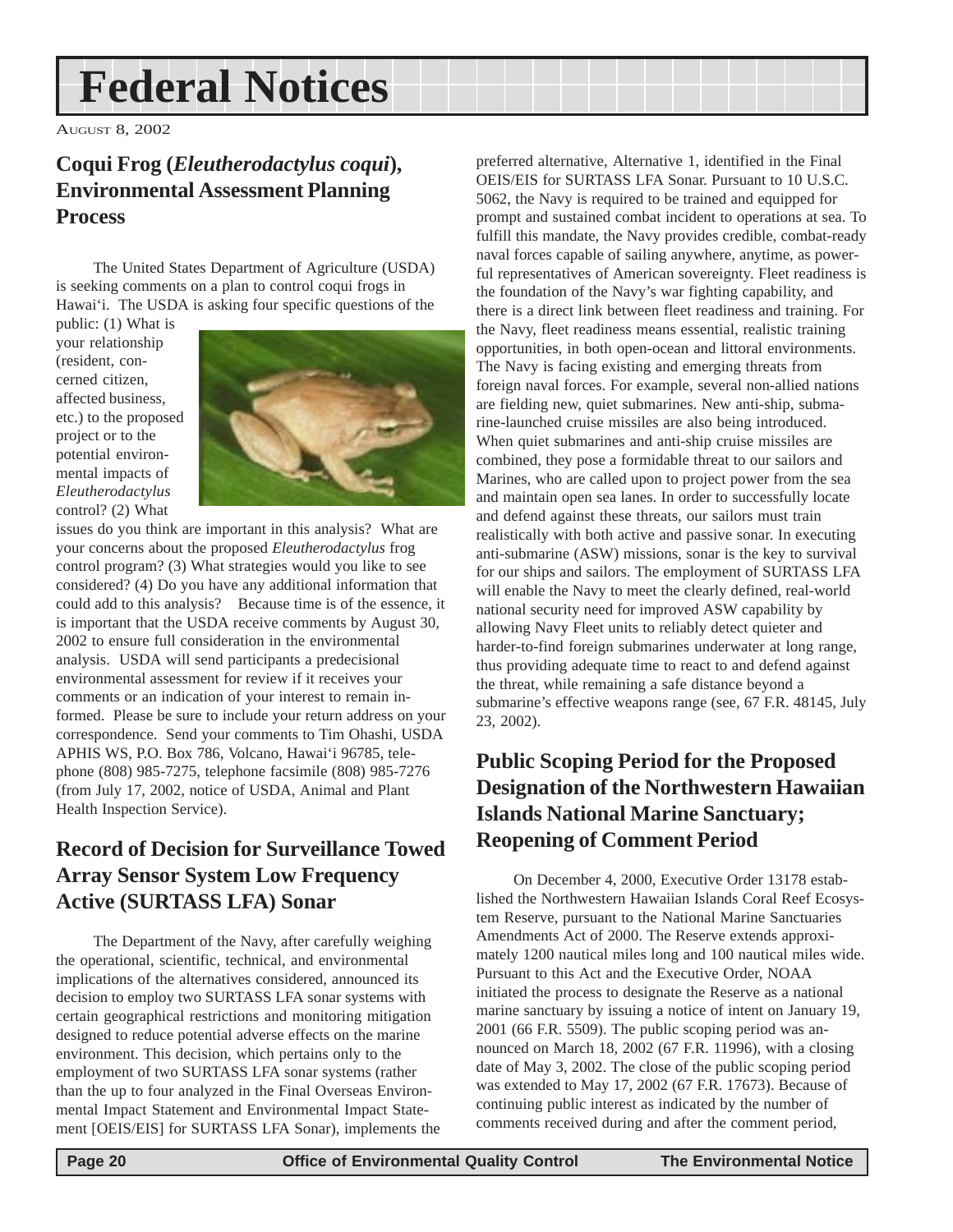# Federal Notices

AUGUST 8, 2002

## Coqui Frog (*Eleutherodactylus coqui*), Environmental Assessment Planning Process

The United States Department of Agriculture (USDA) is seeking comments on a plan to control coqui frogs in Hawai'i. The USDA is asking four specific questions of the public: (1) What is your relationship (resident, concerned citizen, affected business, etc.) to the proposed project or to the potential environmental impacts of *Eleutherodactylus* control? (2) What issues do you think are important in this analysis? What are your concerns about the proposed *Eleutherodactylus* frog control program? (3) What strategies would you like to see considered? (4) Do you have any additional information that could add to this analysis? Because time is of the essence, it is important that the USDA receive comments by August 30, 2002 to ensure full consideration in the environmental analysis. USDA will send participants a predecisional environmental assessment for review if it receives your comments or an indication of your interest to remain informed. Please be sure to include your return address on your correspondence. Send your comments to Tim Ohashi, USDA APHIS WS, P.O. Box 786, Volcano, Hawai'i 96785, telephone (808) 985-7275, telephone facsimile (808) 985-7276 (from July 17, 2002, notice of USDA, Animal and Plant Health Inspection Service).

## Record of Decision for Surveillance Towed Array Sensor System Low Frequency Active (SURTASS LFA) Sonar

The Department of the Navy, after carefully weighing the operational, scientific, technical, and environmental implications of the alternatives considered, announced its decision to employ two SURTASS LFA sonar systems with certain geographical restrictions and monitoring mitigation designed to reduce potential adverse effects on the marine environment. This decision, which pertains only to the employment of two SURTASS LFA sonar systems (rather than the up to four analyzed in the Final Overseas Environmental Impact Statement and Environmental Impact Statement [OEIS/EIS] for SURTASS LFA Sonar), implements the preferred alternative, Alternative 1, identified in the Final OEIS/EIS for SURTASS LFA Sonar. Pursuant to 10 U.S.C. 5062, the Navy is required to be trained and equipped for prompt and sustained combat incident to operations at sea. To fulfill this mandate, the Navy provides credible, combat-ready naval forces capable of sailing anywhere, anytime, as powerful representatives of American sovereignty. Fleet readiness is the foundation of the Navy's war fighting capability, and there is a direct link between fleet readiness and training. For the Navy, fleet readiness means essential, realistic training opportunities, in both open-ocean and littoral environments. The Navy is facing existing and emerging threats from foreign naval forces. For example, several non-allied nations are fielding new, quiet submarines. New anti-ship, submarine-launched cruise missiles are also being introduced. When quiet submarines and anti-ship cruise missiles are combined, they pose a formidable threat to our sailors and Marines, who are called upon to project power from the sea and maintain open sea lanes. In order to successfully locate and defend against these threats, our sailors must train realistically with both active and passive sonar. In executing anti-submarine (ASW) missions, sonar is the key to survival for our ships and sailors. The employment of SURTASS LFA will enable the Navy to meet the clearly defined, real-world national security need for improved ASW capability by allowing Navy Fleet units to reliably detect quieter and harder-to-find foreign submarines underwater at long range, thus providing adequate time to react to and defend against the threat, while remaining a safe distance beyond a submarine's effective weapons range (see, 67 F.R. 48145, July 23, 2002).

## Public Scoping Period for the Proposed Designation of the Northwestern Hawaiian Islands National Marine Sanctuary; Reopening of Comment Period

On December 4, 2000, Executive Order 13178 established the Northwestern Hawaiian Islands Coral Reef Ecosystem Reserve, pursuant to the National Marine Sanctuaries Amendments Act of 2000. The Reserve extends approximately 1200 nautical miles long and 100 nautical miles wide. Pursuant to this Act and the Executive Order, NOAA initiated the process to designate the Reserve as a national marine sanctuary by issuing a notice of intent on January 19, 2001 (66 F.R. 5509). The public scoping period was announced on March 18, 2002 (67 F.R. 11996), with a closing date of May 3, 2002. The close of the public scoping period was extended to May 17, 2002 (67 F.R. 17673). Because of continuing public interest as indicated by the number of comments received during and after the comment period,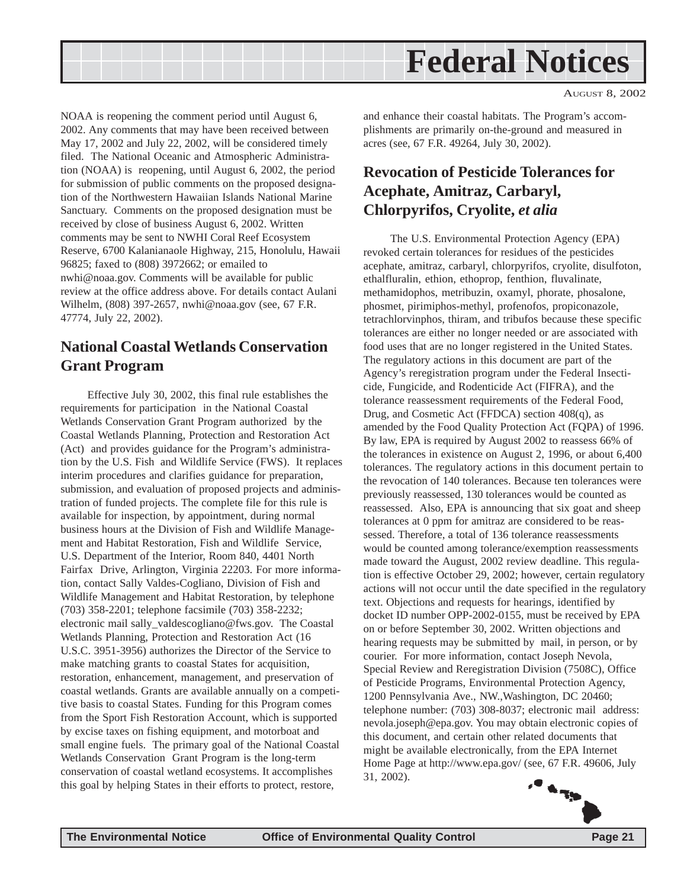NOAA is reopening the comment period until August 6, 2002. Any comments that may have been received between May 17, 2002 and July 22, 2002, will be considered timely filed. The National Oceanic and Atmospheric Administration (NOAA) is reopening, until August 6, 2002, the period for submission of public comments on the proposed designation of the Northwestern Hawaiian Islands National Marine Sanctuary. Comments on the proposed designation must be received by close of business August 6, 2002. Written comments may be sent to NWHI Coral Reef Ecosystem Reserve, 6700 Kalanianaole Highway, 215, Honolulu, Hawaii 96825; faxed to (808) 3972662; or emailed to nwhi@noaa.gov. Comments will be available for public review at the office address above. For details contact Aulani Wilhelm, (808) 397-2657, nwhi@noaa.gov (see, 67 F.R. 47774, July 22, 2002).

## National Coastal Wetlands Conservation Grant Program

Effective July 30, 2002, this final rule establishes the requirements for participation in the National Coastal Wetlands Conservation Grant Program authorized by the Coastal Wetlands Planning, Protection and Restoration Act (Act) and provides guidance for the Program's administration by the U.S. Fish and Wildlife Service (FWS). It replaces interim procedures and clarifies guidance for preparation, submission, and evaluation of proposed projects and administration of funded projects. The complete file for this rule is available for inspection, by appointment, during normal business hours at the Division of Fish and Wildlife Management and Habitat Restoration, Fish and Wildlife Service, U.S. Department of the Interior, Room 840, 4401 North Fairfax Drive, Arlington, Virginia 22203. For more information, contact Sally Valdes-Cogliano, Division of Fish and Wildlife Management and Habitat Restoration, by telephone (703) 358-2201; telephone facsimile (703) 358-2232; electronic mail sally_valdescogliano@fws.gov. The Coastal Wetlands Planning, Protection and Restoration Act (16 U.S.C. 3951-3956) authorizes the Director of the Service to make matching grants to coastal States for acquisition, restoration, enhancement, management, and preservation of coastal wetlands. Grants are available annually on a competitive basis to coastal States. Funding for this Program comes from the Sport Fish Restoration Account, which is supported by excise taxes on fishing equipment, and motorboat and small engine fuels. The primary goal of the National Coastal Wetlands Conservation Grant Program is the long-term conservation of coastal wetland ecosystems. It accomplishes this goal by helping States in their efforts to protect, restore, and enhance their coastal habitats. The Program's accomplishments are primarily on-the-ground and measured in acres (see, 67 F.R. 49264, July 30, 2002).

## Revocation of Pesticide Tolerances for Acephate, Amitraz, Carbaryl, Chlorpyrifos, Cryolite, *et alia*

The U.S. Environmental Protection Agency (EPA) revoked certain tolerances for residues of the pesticides acephate, amitraz, carbaryl, chlorpyrifos, cryolite, disulfoton, ethalfluralin, ethion, ethoprop, fenthion, fluvalinate, methamidophos, metribuzin, oxamyl, phorate, phosalone, phosmet, pirimiphos-methyl, profenofos, propiconazole, tetrachlorvinphos, thiram, and tribufos because these specific tolerances are either no longer needed or are associated with food uses that are no longer registered in the United States. The regulatory actions in this document are part of the Agency's reregistration program under the Federal Insecticide, Fungicide, and Rodenticide Act (FIFRA), and the tolerance reassessment requirements of the Federal Food, Drug, and Cosmetic Act (FFDCA) section 408(q), as amended by the Food Quality Protection Act (FQPA) of 1996. By law, EPA is required by August 2002 to reassess 66% of the tolerances in existence on August 2, 1996, or about 6,400 tolerances. The regulatory actions in this document pertain to the revocation of 140 tolerances. Because ten tolerances were previously reassessed, 130 tolerances would be counted as reassessed. Also, EPA is announcing that six goat and sheep tolerances at 0 ppm for amitraz are considered to be reassessed. Therefore, a total of 136 tolerance reassessments would be counted among tolerance/exemption reassessments made toward the August, 2002 review deadline. This regulation is effective October 29, 2002; however, certain regulatory actions will not occur until the date specified in the regulatory text. Objections and requests for hearings, identified by docket ID number OPP-2002-0155, must be received by EPA on or before September 30, 2002. Written objections and hearing requests may be submitted by mail, in person, or by courier. For more information, contact Joseph Nevola, Special Review and Reregistration Division (7508C), Office of Pesticide Programs, Environmental Protection Agency, 1200 Pennsylvania Ave., NW.,Washington, DC 20460; telephone number: (703) 308-8037; electronic mail address: nevola.joseph@epa.gov. You may obtain electronic copies of this document, and certain other related documents that might be available electronically, from the EPA Internet Home Page at http://www.epa.gov/ (see, 67 F.R. 49606, July 31, 2002).